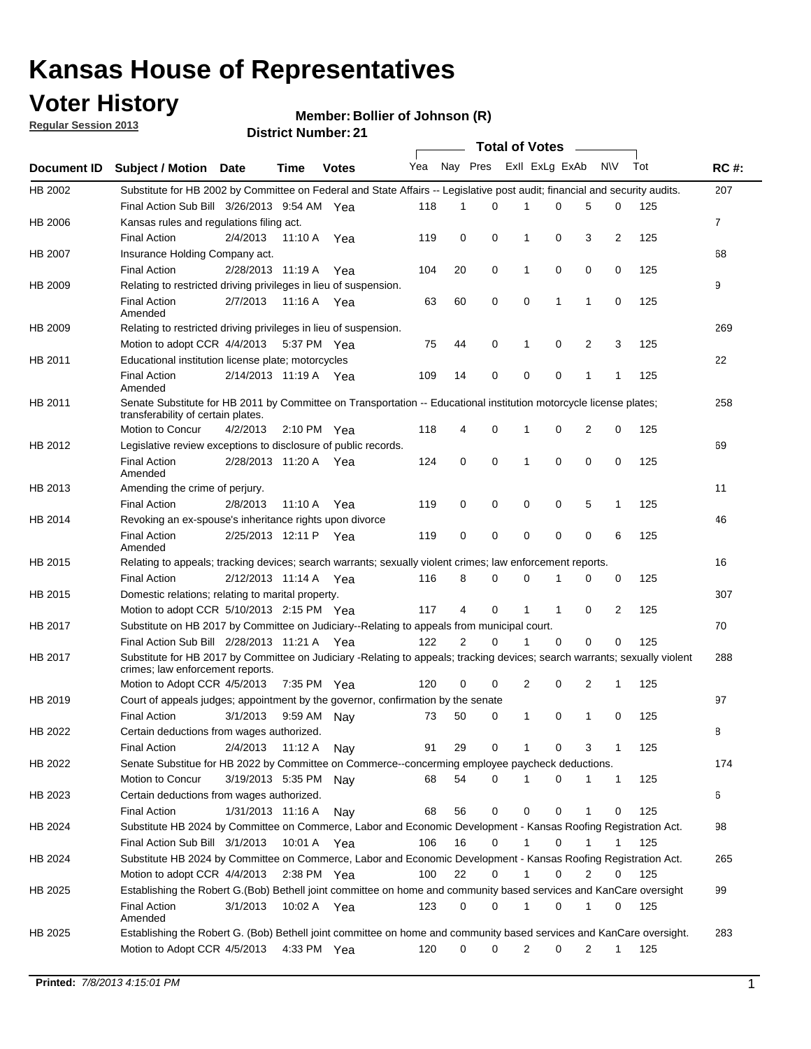# Kansas House of Representatives

## Voter History

**Regular Session 2013**

**Member: Bollier of Johnson (R)**

**District Number: 21**

| Document ID | Subject / Motion | Date | Time | Votes | Yea | Nay | Pres | ExII | ExLg | ExAb | N\V | Tot | RC #: |
|---|---|---|---|---|---|---|---|---|---|---|---|---|---|
| HB 2002 | Substitute for HB 2002 by Committee on Federal and State Affairs -- Legislative post audit; financial and security audits. | | | | | | | | | | | | 207 |
| | Final Action Sub Bill | 3/26/2013 | 9:54 AM | Yea | 118 | 1 | 0 | 1 | 0 | 5 | 0 | 125 | |
| HB 2006 | Kansas rules and regulations filing act. | | | | | | | | | | | | 7 |
| | Final Action | 2/4/2013 | 11:10 A | Yea | 119 | 0 | 0 | 1 | 0 | 3 | 2 | 125 | |
| HB 2007 | Insurance Holding Company act. | | | | | | | | | | | | 68 |
| | Final Action | 2/28/2013 | 11:19 A | Yea | 104 | 20 | 0 | 1 | 0 | 0 | 0 | 125 | |
| HB 2009 | Relating to restricted driving privileges in lieu of suspension. | | | | | | | | | | | | 9 |
| | Final Action Amended | 2/7/2013 | 11:16 A | Yea | 63 | 60 | 0 | 0 | 1 | 1 | 0 | 125 | |
| HB 2009 | Relating to restricted driving privileges in lieu of suspension. | | | | | | | | | | | | 269 |
| | Motion to adopt CCR | 4/4/2013 | 5:37 PM | Yea | 75 | 44 | 0 | 1 | 0 | 2 | 3 | 125 | |
| HB 2011 | Educational institution license plate; motorcycles | | | | | | | | | | | | 22 |
| | Final Action Amended | 2/14/2013 | 11:19 A | Yea | 109 | 14 | 0 | 0 | 0 | 1 | 1 | 125 | |
| HB 2011 | Senate Substitute for HB 2011 by Committee on Transportation -- Educational institution motorcycle license plates; transferability of certain plates. | | | | | | | | | | | | 258 |
| | Motion to Concur | 4/2/2013 | 2:10 PM | Yea | 118 | 4 | 0 | 1 | 0 | 2 | 0 | 125 | |
| HB 2012 | Legislative review exceptions to disclosure of public records. | | | | | | | | | | | | 69 |
| | Final Action Amended | 2/28/2013 | 11:20 A | Yea | 124 | 0 | 0 | 1 | 0 | 0 | 0 | 125 | |
| HB 2013 | Amending the crime of perjury. | | | | | | | | | | | | 11 |
| | Final Action | 2/8/2013 | 11:10 A | Yea | 119 | 0 | 0 | 0 | 0 | 5 | 1 | 125 | |
| HB 2014 | Revoking an ex-spouse's inheritance rights upon divorce | | | | | | | | | | | | 46 |
| | Final Action Amended | 2/25/2013 | 12:11 P | Yea | 119 | 0 | 0 | 0 | 0 | 0 | 6 | 125 | |
| HB 2015 | Relating to appeals; tracking devices; search warrants; sexually violent crimes; law enforcement reports. | | | | | | | | | | | | 16 |
| | Final Action | 2/12/2013 | 11:14 A | Yea | 116 | 8 | 0 | 0 | 1 | 0 | 0 | 125 | |
| HB 2015 | Domestic relations; relating to marital property. | | | | | | | | | | | | 307 |
| | Motion to adopt CCR | 5/10/2013 | 2:15 PM | Yea | 117 | 4 | 0 | 1 | 1 | 0 | 2 | 125 | |
| HB 2017 | Substitute on HB 2017 by Committee on Judiciary--Relating to appeals from municipal court. | | | | | | | | | | | | 70 |
| | Final Action Sub Bill | 2/28/2013 | 11:21 A | Yea | 122 | 2 | 0 | 1 | 0 | 0 | 0 | 125 | |
| HB 2017 | Substitute for HB 2017 by Committee on Judiciary -Relating to appeals; tracking devices; search warrants; sexually violent crimes; law enforcement reports. | | | | | | | | | | | | 288 |
| | Motion to Adopt CCR | 4/5/2013 | 7:35 PM | Yea | 120 | 0 | 0 | 2 | 0 | 2 | 1 | 125 | |
| HB 2019 | Court of appeals judges; appointment by the governor, confirmation by the senate | | | | | | | | | | | | 97 |
| | Final Action | 3/1/2013 | 9:59 AM | Nay | 73 | 50 | 0 | 1 | 0 | 1 | 0 | 125 | |
| HB 2022 | Certain deductions from wages authorized. | | | | | | | | | | | | 8 |
| | Final Action | 2/4/2013 | 11:12 A | Nay | 91 | 29 | 0 | 1 | 0 | 3 | 1 | 125 | |
| HB 2022 | Senate Substitue for HB 2022 by Committee on Commerce--concerning employee paycheck deductions. | | | | | | | | | | | | 174 |
| | Motion to Concur | 3/19/2013 | 5:35 PM | Nay | 68 | 54 | 0 | 1 | 0 | 1 | 1 | 125 | |
| HB 2023 | Certain deductions from wages authorized. | | | | | | | | | | | | 6 |
| | Final Action | 1/31/2013 | 11:16 A | Nay | 68 | 56 | 0 | 0 | 0 | 1 | 0 | 125 | |
| HB 2024 | Substitute HB 2024 by Committee on Commerce, Labor and Economic Development - Kansas Roofing Registration Act. | | | | | | | | | | | | 98 |
| | Final Action Sub Bill | 3/1/2013 | 10:01 A | Yea | 106 | 16 | 0 | 1 | 0 | 1 | 1 | 125 | |
| HB 2024 | Substitute HB 2024 by Committee on Commerce, Labor and Economic Development - Kansas Roofing Registration Act. | | | | | | | | | | | | 265 |
| | Motion to adopt CCR | 4/4/2013 | 2:38 PM | Yea | 100 | 22 | 0 | 1 | 0 | 2 | 0 | 125 | |
| HB 2025 | Establishing the Robert G.(Bob) Bethell joint committee on home and community based services and KanCare oversight | | | | | | | | | | | | 99 |
| | Final Action Amended | 3/1/2013 | 10:02 A | Yea | 123 | 0 | 0 | 1 | 0 | 1 | 0 | 125 | |
| HB 2025 | Establishing the Robert G. (Bob) Bethell joint committee on home and community based services and KanCare oversight. | | | | | | | | | | | | 283 |
| | Motion to Adopt CCR | 4/5/2013 | 4:33 PM | Yea | 120 | 0 | 0 | 2 | 0 | 2 | 1 | 125 | |

**Printed:** *7/8/2013 4:15:01 PM*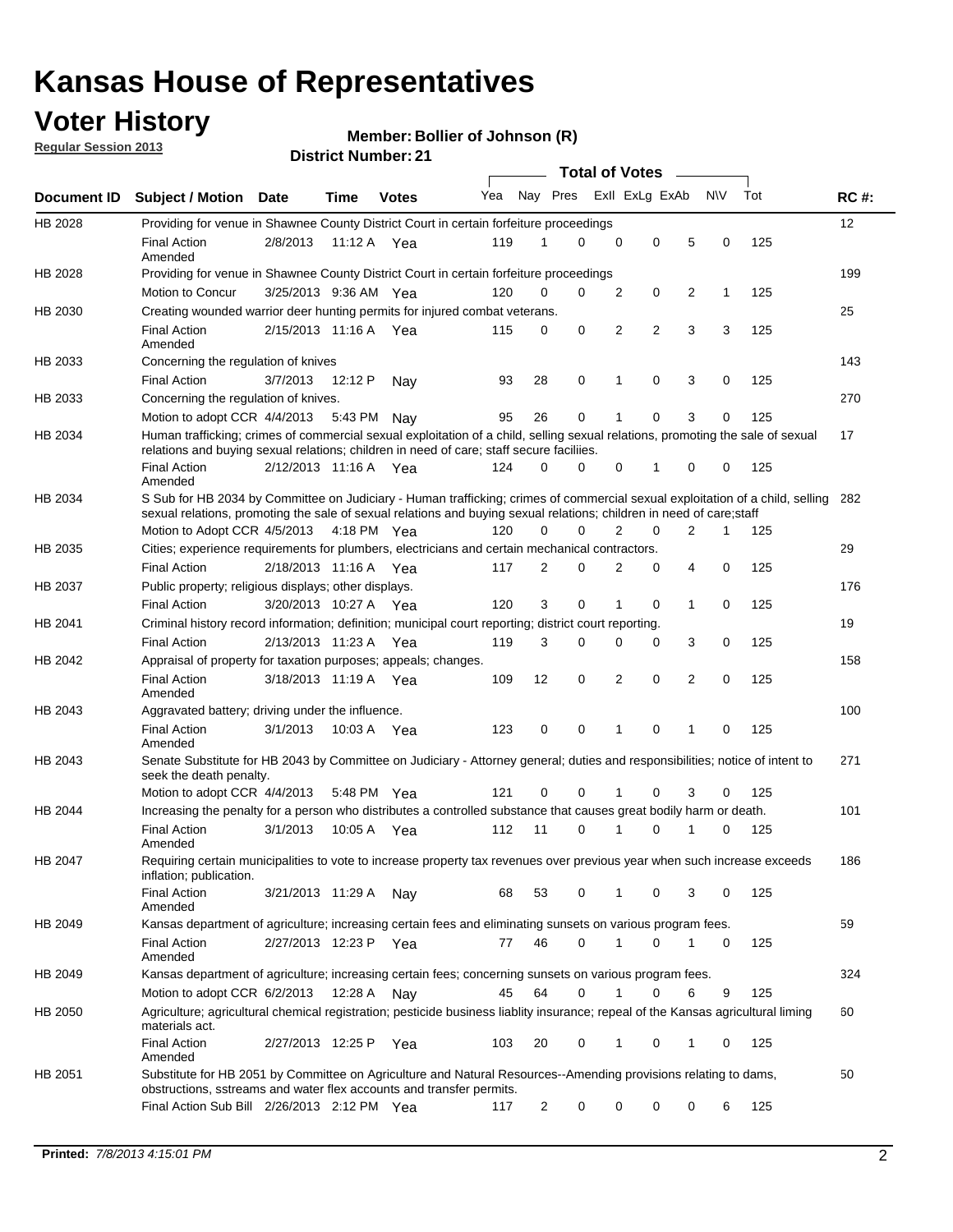# Kansas House of Representatives

## Voter History

**Regular Session 2013**

**Member: Bollier of Johnson (R)**

**District Number: 21**

| Document ID | Subject / Motion | Date | Time | Votes | Yea | Nay | Pres | ExII | ExLg | ExAb | N\V | Tot | RC #: |
|---|---|---|---|---|---|---|---|---|---|---|---|---|---|
| HB 2028 | Providing for venue in Shawnee County District Court in certain forfeiture proceedings | | | | | | | | | | | | 12 |
| | Final Action Amended | 2/8/2013 | 11:12 A | Yea | 119 | 1 | 0 | 0 | 0 | 5 | 0 | 125 | |
| HB 2028 | Providing for venue in Shawnee County District Court in certain forfeiture proceedings | | | | | | | | | | | | 199 |
| | Motion to Concur | 3/25/2013 | 9:36 AM | Yea | 120 | 0 | 0 | 2 | 0 | 2 | 1 | 125 | |
| HB 2030 | Creating wounded warrior deer hunting permits for injured combat veterans. | | | | | | | | | | | | 25 |
| | Final Action Amended | 2/15/2013 | 11:16 A | Yea | 115 | 0 | 0 | 2 | 2 | 3 | 3 | 125 | |
| HB 2033 | Concerning the regulation of knives | | | | | | | | | | | | 143 |
| | Final Action | 3/7/2013 | 12:12 P | Nay | 93 | 28 | 0 | 1 | 0 | 3 | 0 | 125 | |
| HB 2033 | Concerning the regulation of knives. | | | | | | | | | | | | 270 |
| | Motion to adopt CCR | 4/4/2013 | 5:43 PM | Nay | 95 | 26 | 0 | 1 | 0 | 3 | 0 | 125 | |
| HB 2034 | Human trafficking; crimes of commercial sexual exploitation of a child, selling sexual relations, promoting the sale of sexual relations and buying sexual relations; children in need of care; staff secure faciliies. | | | | | | | | | | | | 17 |
| | Final Action Amended | 2/12/2013 | 11:16 A | Yea | 124 | 0 | 0 | 0 | 1 | 0 | 0 | 125 | |
| HB 2034 | S Sub for HB 2034 by Committee on Judiciary - Human trafficking; crimes of commercial sexual exploitation of a child, selling sexual relations, promoting the sale of sexual relations and buying sexual relations; children in need of care;staff | | | | | | | | | | | | 282 |
| | Motion to Adopt CCR | 4/5/2013 | 4:18 PM | Yea | 120 | 0 | 0 | 2 | 0 | 2 | 1 | 125 | |
| HB 2035 | Cities; experience requirements for plumbers, electricians and certain mechanical contractors. | | | | | | | | | | | | 29 |
| | Final Action | 2/18/2013 | 11:16 A | Yea | 117 | 2 | 0 | 2 | 0 | 4 | 0 | 125 | |
| HB 2037 | Public property; religious displays; other displays. | | | | | | | | | | | | 176 |
| | Final Action | 3/20/2013 | 10:27 A | Yea | 120 | 3 | 0 | 1 | 0 | 1 | 0 | 125 | |
| HB 2041 | Criminal history record information; definition; municipal court reporting; district court reporting. | | | | | | | | | | | | 19 |
| | Final Action | 2/13/2013 | 11:23 A | Yea | 119 | 3 | 0 | 0 | 0 | 3 | 0 | 125 | |
| HB 2042 | Appraisal of property for taxation purposes; appeals; changes. | | | | | | | | | | | | 158 |
| | Final Action Amended | 3/18/2013 | 11:19 A | Yea | 109 | 12 | 0 | 2 | 0 | 2 | 0 | 125 | |
| HB 2043 | Aggravated battery; driving under the influence. | | | | | | | | | | | | 100 |
| | Final Action Amended | 3/1/2013 | 10:03 A | Yea | 123 | 0 | 0 | 1 | 0 | 1 | 0 | 125 | |
| HB 2043 | Senate Substitute for HB 2043 by Committee on Judiciary - Attorney general; duties and responsibilities; notice of intent to seek the death penalty. | | | | | | | | | | | | 271 |
| | Motion to adopt CCR | 4/4/2013 | 5:48 PM | Yea | 121 | 0 | 0 | 1 | 0 | 3 | 0 | 125 | |
| HB 2044 | Increasing the penalty for a person who distributes a controlled substance that causes great bodily harm or death. | | | | | | | | | | | | 101 |
| | Final Action Amended | 3/1/2013 | 10:05 A | Yea | 112 | 11 | 0 | 1 | 0 | 1 | 0 | 125 | |
| HB 2047 | Requiring certain municipalities to vote to increase property tax revenues over previous year when such increase exceeds inflation; publication. | | | | | | | | | | | | 186 |
| | Final Action Amended | 3/21/2013 | 11:29 A | Nay | 68 | 53 | 0 | 1 | 0 | 3 | 0 | 125 | |
| HB 2049 | Kansas department of agriculture; increasing certain fees and eliminating sunsets on various program fees. | | | | | | | | | | | | 59 |
| | Final Action Amended | 2/27/2013 | 12:23 P | Yea | 77 | 46 | 0 | 1 | 0 | 1 | 0 | 125 | |
| HB 2049 | Kansas department of agriculture; increasing certain fees; concerning sunsets on various program fees. | | | | | | | | | | | | 324 |
| | Motion to adopt CCR | 6/2/2013 | 12:28 A | Nay | 45 | 64 | 0 | 1 | 0 | 6 | 9 | 125 | |
| HB 2050 | Agriculture; agricultural chemical registration; pesticide business liablity insurance; repeal of the Kansas agricultural liming materials act. | | | | | | | | | | | | 60 |
| | Final Action Amended | 2/27/2013 | 12:25 P | Yea | 103 | 20 | 0 | 1 | 0 | 1 | 0 | 125 | |
| HB 2051 | Substitute for HB 2051 by Committee on Agriculture and Natural Resources--Amending provisions relating to dams, obstructions, sstreams and water flex accounts and transfer permits. | | | | | | | | | | | | 50 |
| | Final Action Sub Bill | 2/26/2013 | 2:12 PM | Yea | 117 | 2 | 0 | 0 | 0 | 0 | 6 | 125 | |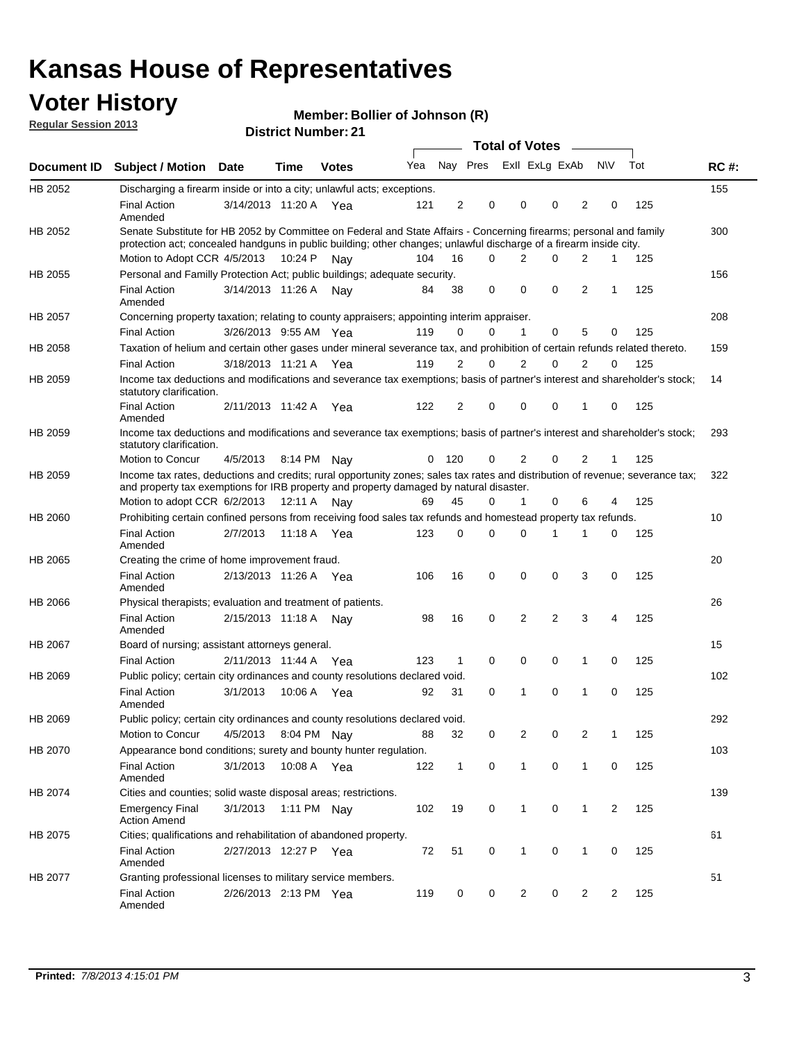# Kansas House of Representatives

## Voter History

**Regular Session 2013**

**Member: Bollier of Johnson (R)**

**District Number: 21**

| Document ID | Subject / Motion | Date | Time | Votes | Yea | Nay | Pres | ExII | ExLg | ExAb | N\V | Tot | RC #: |
|---|---|---|---|---|---|---|---|---|---|---|---|---|---|
| HB 2052 | Discharging a firearm inside or into a city; unlawful acts; exceptions. | | | | | | | | | | | | 155 |
| | Final Action Amended | 3/14/2013 | 11:20 A | Yea | 121 | 2 | 0 | 0 | 0 | 2 | 0 | 125 | |
| HB 2052 | Senate Substitute for HB 2052 by Committee on Federal and State Affairs - Concerning firearms; personal and family protection act; concealed handguns in public building; other changes; unlawful discharge of a firearm inside city. | | | | | | | | | | | | 300 |
| | Motion to Adopt CCR | 4/5/2013 | 10:24 P | Nay | 104 | 16 | 0 | 2 | 0 | 2 | 1 | 125 | |
| HB 2055 | Personal and Familly Protection Act; public buildings; adequate security. | | | | | | | | | | | | 156 |
| | Final Action Amended | 3/14/2013 | 11:26 A | Nay | 84 | 38 | 0 | 0 | 0 | 2 | 1 | 125 | |
| HB 2057 | Concerning property taxation; relating to county appraisers; appointing interim appraiser. | | | | | | | | | | | | 208 |
| | Final Action | 3/26/2013 | 9:55 AM | Yea | 119 | 0 | 0 | 1 | 0 | 5 | 0 | 125 | |
| HB 2058 | Taxation of helium and certain other gases under mineral severance tax, and prohibition of certain refunds related thereto. | | | | | | | | | | | | 159 |
| | Final Action | 3/18/2013 | 11:21 A | Yea | 119 | 2 | 0 | 2 | 0 | 2 | 0 | 125 | |
| HB 2059 | Income tax deductions and modifications and severance tax exemptions; basis of partner's interest and shareholder's stock; statutory clarification. | | | | | | | | | | | | 14 |
| | Final Action Amended | 2/11/2013 | 11:42 A | Yea | 122 | 2 | 0 | 0 | 0 | 1 | 0 | 125 | |
| HB 2059 | Income tax deductions and modifications and severance tax exemptions; basis of partner's interest and shareholder's stock; statutory clarification. | | | | | | | | | | | | 293 |
| | Motion to Concur | 4/5/2013 | 8:14 PM | Nay | 0 | 120 | 0 | 2 | 0 | 2 | 1 | 125 | |
| HB 2059 | Income tax rates, deductions and credits; rural opportunity zones; sales tax rates and distribution of revenue; severance tax; and property tax exemptions for IRB property and property damaged by natural disaster. | | | | | | | | | | | | 322 |
| | Motion to adopt CCR | 6/2/2013 | 12:11 A | Nay | 69 | 45 | 0 | 1 | 0 | 6 | 4 | 125 | |
| HB 2060 | Prohibiting certain confined persons from receiving food sales tax refunds and homestead property tax refunds. | | | | | | | | | | | | 10 |
| | Final Action Amended | 2/7/2013 | 11:18 A | Yea | 123 | 0 | 0 | 0 | 1 | 1 | 0 | 125 | |
| HB 2065 | Creating the crime of home improvement fraud. | | | | | | | | | | | | 20 |
| | Final Action Amended | 2/13/2013 | 11:26 A | Yea | 106 | 16 | 0 | 0 | 0 | 3 | 0 | 125 | |
| HB 2066 | Physical therapists; evaluation and treatment of patients. | | | | | | | | | | | | 26 |
| | Final Action Amended | 2/15/2013 | 11:18 A | Nay | 98 | 16 | 0 | 2 | 2 | 3 | 4 | 125 | |
| HB 2067 | Board of nursing; assistant attorneys general. | | | | | | | | | | | | 15 |
| | Final Action | 2/11/2013 | 11:44 A | Yea | 123 | 1 | 0 | 0 | 0 | 1 | 0 | 125 | |
| HB 2069 | Public policy; certain city ordinances and county resolutions declared void. | | | | | | | | | | | | 102 |
| | Final Action Amended | 3/1/2013 | 10:06 A | Yea | 92 | 31 | 0 | 1 | 0 | 1 | 0 | 125 | |
| HB 2069 | Public policy; certain city ordinances and county resolutions declared void. | | | | | | | | | | | | 292 |
| | Motion to Concur | 4/5/2013 | 8:04 PM | Nay | 88 | 32 | 0 | 2 | 0 | 2 | 1 | 125 | |
| HB 2070 | Appearance bond conditions; surety and bounty hunter regulation. | | | | | | | | | | | | 103 |
| | Final Action Amended | 3/1/2013 | 10:08 A | Yea | 122 | 1 | 0 | 1 | 0 | 1 | 0 | 125 | |
| HB 2074 | Cities and counties; solid waste disposal areas; restrictions. | | | | | | | | | | | | 139 |
| | Emergency Final Action Amend | 3/1/2013 | 1:11 PM | Nay | 102 | 19 | 0 | 1 | 0 | 1 | 2 | 125 | |
| HB 2075 | Cities; qualifications and rehabilitation of abandoned property. | | | | | | | | | | | | 61 |
| | Final Action Amended | 2/27/2013 | 12:27 P | Yea | 72 | 51 | 0 | 1 | 0 | 1 | 0 | 125 | |
| HB 2077 | Granting professional licenses to military service members. | | | | | | | | | | | | 51 |
| | Final Action Amended | 2/26/2013 | 2:13 PM | Yea | 119 | 0 | 0 | 2 | 0 | 2 | 2 | 125 | |

**Printed:** *7/8/2013 4:15:01 PM*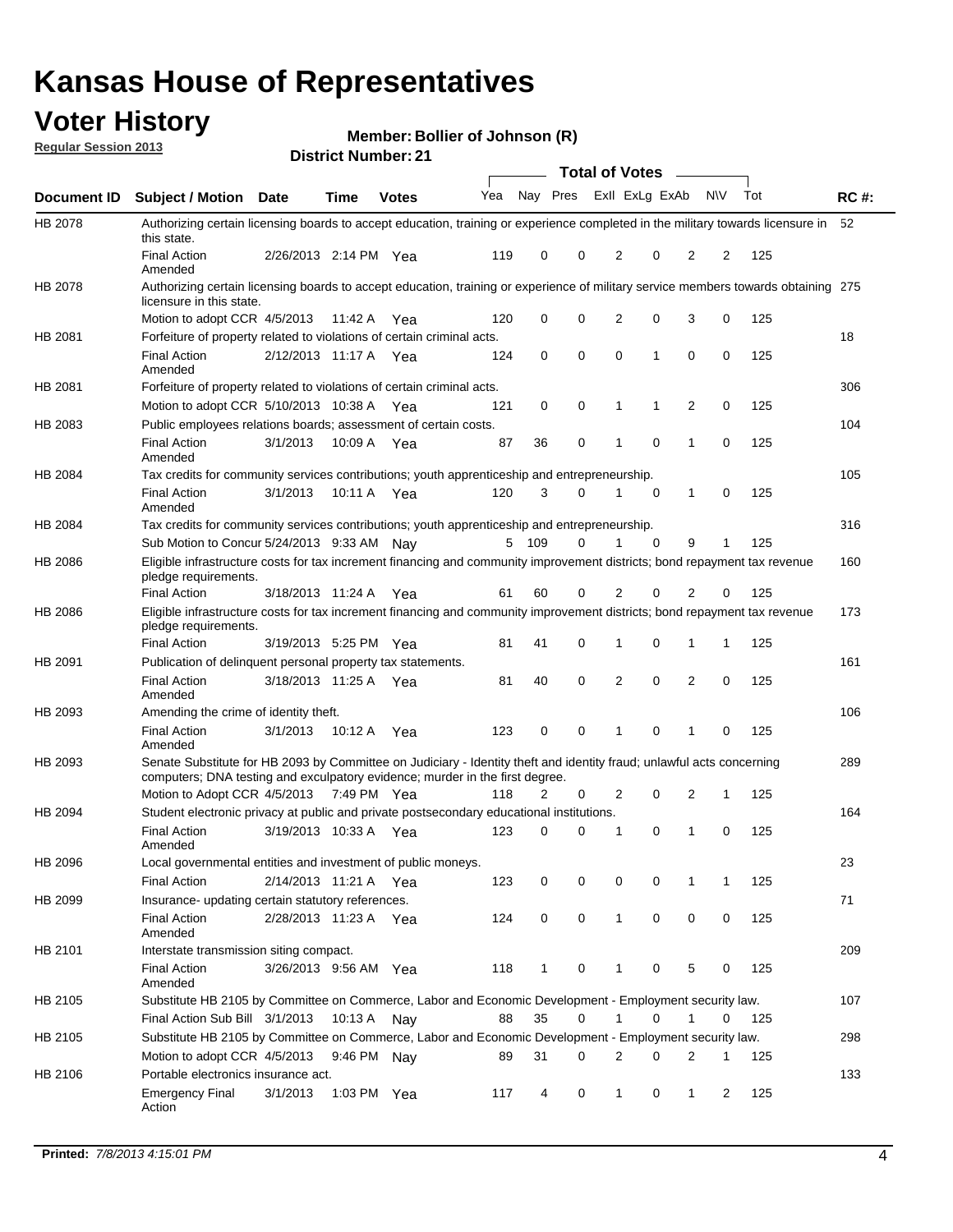# Kansas House of Representatives

## Voter History

**Regular Session 2013**

**Member: Bollier of Johnson (R)**

**District Number: 21**

| Document ID | Subject / Motion | Date | Time | Votes | Yea | Nay | Pres | ExII | ExLg | ExAb | N\V | Tot | RC #: |
|---|---|---|---|---|---|---|---|---|---|---|---|---|---|
| HB 2078 | Authorizing certain licensing boards to accept education, training or experience completed in the military towards licensure in this state. | | | | | | | | | | | | 52 |
| | Final Action Amended | 2/26/2013 | 2:14 PM | Yea | 119 | 0 | 0 | 2 | 0 | 2 | 2 | 125 | |
| HB 2078 | Authorizing certain licensing boards to accept education, training or experience of military service members towards obtaining licensure in this state. | | | | | | | | | | | | 275 |
| | Motion to adopt CCR | 4/5/2013 | 11:42 A | Yea | 120 | 0 | 0 | 2 | 0 | 3 | 0 | 125 | |
| HB 2081 | Forfeiture of property related to violations of certain criminal acts. | | | | | | | | | | | | 18 |
| | Final Action Amended | 2/12/2013 | 11:17 A | Yea | 124 | 0 | 0 | 0 | 1 | 0 | 0 | 125 | |
| HB 2081 | Forfeiture of property related to violations of certain criminal acts. | | | | | | | | | | | | 306 |
| | Motion to adopt CCR | 5/10/2013 | 10:38 A | Yea | 121 | 0 | 0 | 1 | 1 | 2 | 0 | 125 | |
| HB 2083 | Public employees relations boards; assessment of certain costs. | | | | | | | | | | | | 104 |
| | Final Action Amended | 3/1/2013 | 10:09 A | Yea | 87 | 36 | 0 | 1 | 0 | 1 | 0 | 125 | |
| HB 2084 | Tax credits for community services contributions; youth apprenticeship and entrepreneurship. | | | | | | | | | | | | 105 |
| | Final Action Amended | 3/1/2013 | 10:11 A | Yea | 120 | 3 | 0 | 1 | 0 | 1 | 0 | 125 | |
| HB 2084 | Tax credits for community services contributions; youth apprenticeship and entrepreneurship. | | | | | | | | | | | | 316 |
| | Sub Motion to Concur | 5/24/2013 | 9:33 AM | Nay | 5 | 109 | 0 | 1 | 0 | 9 | 1 | 125 | |
| HB 2086 | Eligible infrastructure costs for tax increment financing and community improvement districts; bond repayment tax revenue pledge requirements. | | | | | | | | | | | | 160 |
| | Final Action | 3/18/2013 | 11:24 A | Yea | 61 | 60 | 0 | 2 | 0 | 2 | 0 | 125 | |
| HB 2086 | Eligible infrastructure costs for tax increment financing and community improvement districts; bond repayment tax revenue pledge requirements. | | | | | | | | | | | | 173 |
| | Final Action | 3/19/2013 | 5:25 PM | Yea | 81 | 41 | 0 | 1 | 0 | 1 | 1 | 125 | |
| HB 2091 | Publication of delinquent personal property tax statements. | | | | | | | | | | | | 161 |
| | Final Action Amended | 3/18/2013 | 11:25 A | Yea | 81 | 40 | 0 | 2 | 0 | 2 | 0 | 125 | |
| HB 2093 | Amending the crime of identity theft. | | | | | | | | | | | | 106 |
| | Final Action Amended | 3/1/2013 | 10:12 A | Yea | 123 | 0 | 0 | 1 | 0 | 1 | 0 | 125 | |
| HB 2093 | Senate Substitute for HB 2093 by Committee on Judiciary - Identity theft and identity fraud; unlawful acts concerning computers; DNA testing and exculpatory evidence; murder in the first degree. | | | | | | | | | | | | 289 |
| | Motion to Adopt CCR | 4/5/2013 | 7:49 PM | Yea | 118 | 2 | 0 | 2 | 0 | 2 | 1 | 125 | |
| HB 2094 | Student electronic privacy at public and private postsecondary educational institutions. | | | | | | | | | | | | 164 |
| | Final Action Amended | 3/19/2013 | 10:33 A | Yea | 123 | 0 | 0 | 1 | 0 | 1 | 0 | 125 | |
| HB 2096 | Local governmental entities and investment of public moneys. | | | | | | | | | | | | 23 |
| | Final Action | 2/14/2013 | 11:21 A | Yea | 123 | 0 | 0 | 0 | 0 | 1 | 1 | 125 | |
| HB 2099 | Insurance- updating certain statutory references. | | | | | | | | | | | | 71 |
| | Final Action Amended | 2/28/2013 | 11:23 A | Yea | 124 | 0 | 0 | 1 | 0 | 0 | 0 | 125 | |
| HB 2101 | Interstate transmission siting compact. | | | | | | | | | | | | 209 |
| | Final Action Amended | 3/26/2013 | 9:56 AM | Yea | 118 | 1 | 0 | 1 | 0 | 5 | 0 | 125 | |
| HB 2105 | Substitute HB 2105 by Committee on Commerce, Labor and Economic Development - Employment security law. | | | | | | | | | | | | 107 |
| | Final Action Sub Bill | 3/1/2013 | 10:13 A | Nay | 88 | 35 | 0 | 1 | 0 | 1 | 0 | 125 | |
| HB 2105 | Substitute HB 2105 by Committee on Commerce, Labor and Economic Development - Employment security law. | | | | | | | | | | | | 298 |
| | Motion to adopt CCR | 4/5/2013 | 9:46 PM | Nay | 89 | 31 | 0 | 2 | 0 | 2 | 1 | 125 | |
| HB 2106 | Portable electronics insurance act. | | | | | | | | | | | | 133 |
| | Emergency Final Action | 3/1/2013 | 1:03 PM | Yea | 117 | 4 | 0 | 1 | 0 | 1 | 2 | 125 | |

**Printed:** *7/8/2013 4:15:01 PM*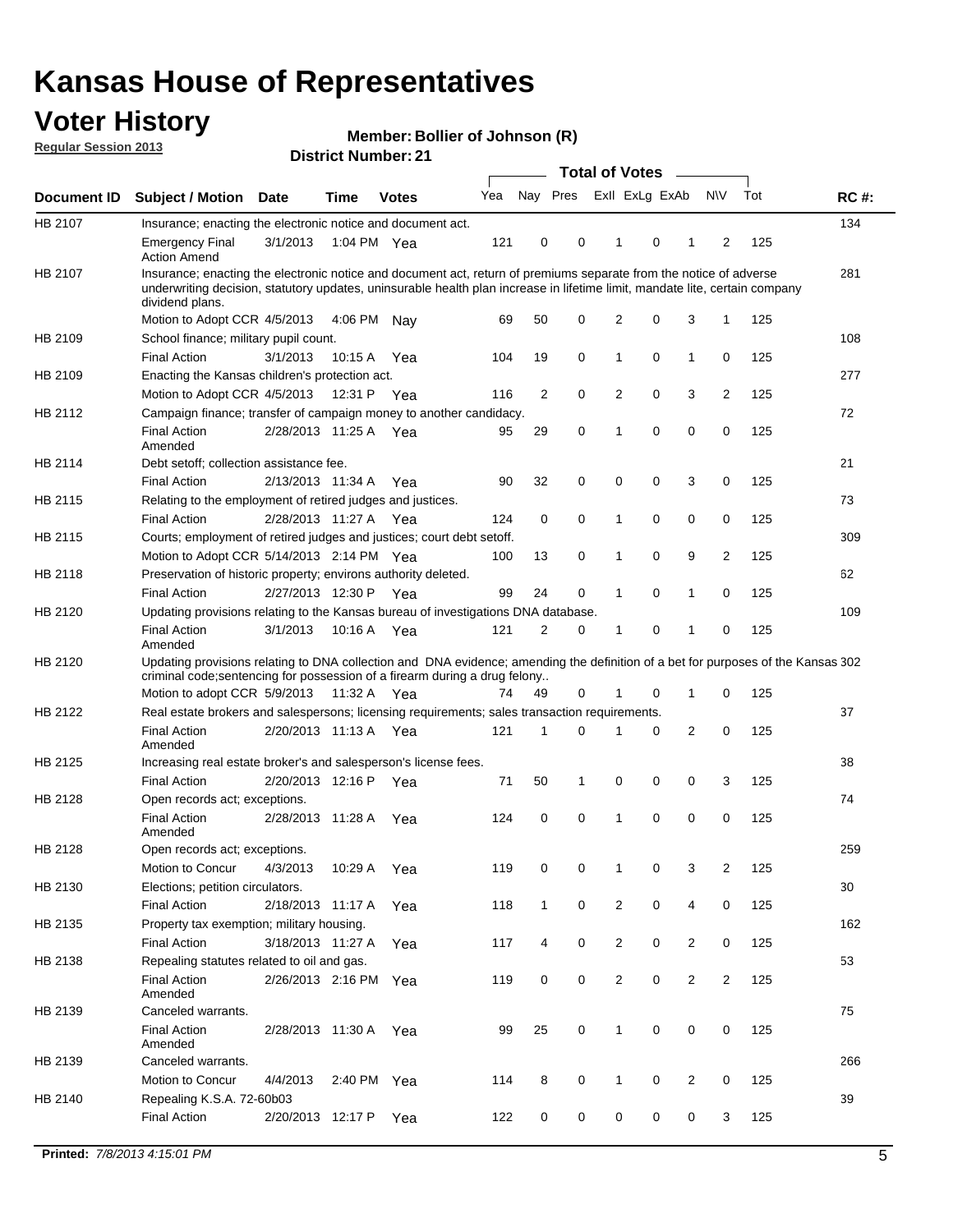# Kansas House of Representatives

## Voter History

**Regular Session 2013**

**Member: Bollier of Johnson (R)**

**District Number: 21**

| Document ID | Subject / Motion | Date | Time | Votes | Yea | Nay | Pres | ExlI | ExLg | ExAb | N\V | Tot | RC #: |
|---|---|---|---|---|---|---|---|---|---|---|---|---|---|
| HB 2107 | Insurance; enacting the electronic notice and document act. | | | | | | | | | | | | 134 |
| | Emergency Final Action Amend | 3/1/2013 | 1:04 PM | Yea | 121 | 0 | 0 | 1 | 0 | 1 | 2 | 125 | |
| HB 2107 | Insurance; enacting the electronic notice and document act, return of premiums separate from the notice of adverse underwriting decision, statutory updates, uninsurable health plan increase in lifetime limit, mandate lite, certain company dividend plans. | | | | | | | | | | | | 281 |
| | Motion to Adopt CCR | 4/5/2013 | 4:06 PM | Nay | 69 | 50 | 0 | 2 | 0 | 3 | 1 | 125 | |
| HB 2109 | School finance; military pupil count. | | | | | | | | | | | | 108 |
| | Final Action | 3/1/2013 | 10:15 A | Yea | 104 | 19 | 0 | 1 | 0 | 1 | 0 | 125 | |
| HB 2109 | Enacting the Kansas children's protection act. | | | | | | | | | | | | 277 |
| | Motion to Adopt CCR | 4/5/2013 | 12:31 P | Yea | 116 | 2 | 0 | 2 | 0 | 3 | 2 | 125 | |
| HB 2112 | Campaign finance; transfer of campaign money to another candidacy. | | | | | | | | | | | | 72 |
| | Final Action Amended | 2/28/2013 | 11:25 A | Yea | 95 | 29 | 0 | 1 | 0 | 0 | 0 | 125 | |
| HB 2114 | Debt setoff; collection assistance fee. | | | | | | | | | | | | 21 |
| | Final Action | 2/13/2013 | 11:34 A | Yea | 90 | 32 | 0 | 0 | 0 | 3 | 0 | 125 | |
| HB 2115 | Relating to the employment of retired judges and justices. | | | | | | | | | | | | 73 |
| | Final Action | 2/28/2013 | 11:27 A | Yea | 124 | 0 | 0 | 1 | 0 | 0 | 0 | 125 | |
| HB 2115 | Courts; employment of retired judges and justices; court debt setoff. | | | | | | | | | | | | 309 |
| | Motion to Adopt CCR | 5/14/2013 | 2:14 PM | Yea | 100 | 13 | 0 | 1 | 0 | 9 | 2 | 125 | |
| HB 2118 | Preservation of historic property; environs authority deleted. | | | | | | | | | | | | 62 |
| | Final Action | 2/27/2013 | 12:30 P | Yea | 99 | 24 | 0 | 1 | 0 | 1 | 0 | 125 | |
| HB 2120 | Updating provisions relating to the Kansas bureau of investigations DNA database. | | | | | | | | | | | | 109 |
| | Final Action Amended | 3/1/2013 | 10:16 A | Yea | 121 | 2 | 0 | 1 | 0 | 1 | 0 | 125 | |
| HB 2120 | Updating provisions relating to DNA collection and DNA evidence; amending the definition of a bet for purposes of the Kansas criminal code;sentencing for possession of a firearm during a drug felony.. | | | | | | | | | | | | 302 |
| | Motion to adopt CCR | 5/9/2013 | 11:32 A | Yea | 74 | 49 | 0 | 1 | 0 | 1 | 0 | 125 | |
| HB 2122 | Real estate brokers and salespersons; licensing requirements; sales transaction requirements. | | | | | | | | | | | | 37 |
| | Final Action Amended | 2/20/2013 | 11:13 A | Yea | 121 | 1 | 0 | 1 | 0 | 2 | 0 | 125 | |
| HB 2125 | Increasing real estate broker's and salesperson's license fees. | | | | | | | | | | | | 38 |
| | Final Action | 2/20/2013 | 12:16 P | Yea | 71 | 50 | 1 | 0 | 0 | 0 | 3 | 125 | |
| HB 2128 | Open records act; exceptions. | | | | | | | | | | | | 74 |
| | Final Action Amended | 2/28/2013 | 11:28 A | Yea | 124 | 0 | 0 | 1 | 0 | 0 | 0 | 125 | |
| HB 2128 | Open records act; exceptions. | | | | | | | | | | | | 259 |
| | Motion to Concur | 4/3/2013 | 10:29 A | Yea | 119 | 0 | 0 | 1 | 0 | 3 | 2 | 125 | |
| HB 2130 | Elections; petition circulators. | | | | | | | | | | | | 30 |
| | Final Action | 2/18/2013 | 11:17 A | Yea | 118 | 1 | 0 | 2 | 0 | 4 | 0 | 125 | |
| HB 2135 | Property tax exemption; military housing. | | | | | | | | | | | | 162 |
| | Final Action | 3/18/2013 | 11:27 A | Yea | 117 | 4 | 0 | 2 | 0 | 2 | 0 | 125 | |
| HB 2138 | Repealing statutes related to oil and gas. | | | | | | | | | | | | 53 |
| | Final Action Amended | 2/26/2013 | 2:16 PM | Yea | 119 | 0 | 0 | 2 | 0 | 2 | 2 | 125 | |
| HB 2139 | Canceled warrants. | | | | | | | | | | | | 75 |
| | Final Action Amended | 2/28/2013 | 11:30 A | Yea | 99 | 25 | 0 | 1 | 0 | 0 | 0 | 125 | |
| HB 2139 | Canceled warrants. | | | | | | | | | | | | 266 |
| | Motion to Concur | 4/4/2013 | 2:40 PM | Yea | 114 | 8 | 0 | 1 | 0 | 2 | 0 | 125 | |
| HB 2140 | Repealing K.S.A. 72-60b03 | | | | | | | | | | | | 39 |
| | Final Action | 2/20/2013 | 12:17 P | Yea | 122 | 0 | 0 | 0 | 0 | 0 | 3 | 125 | |

**Printed:** 7/8/2013 4:15:01 PM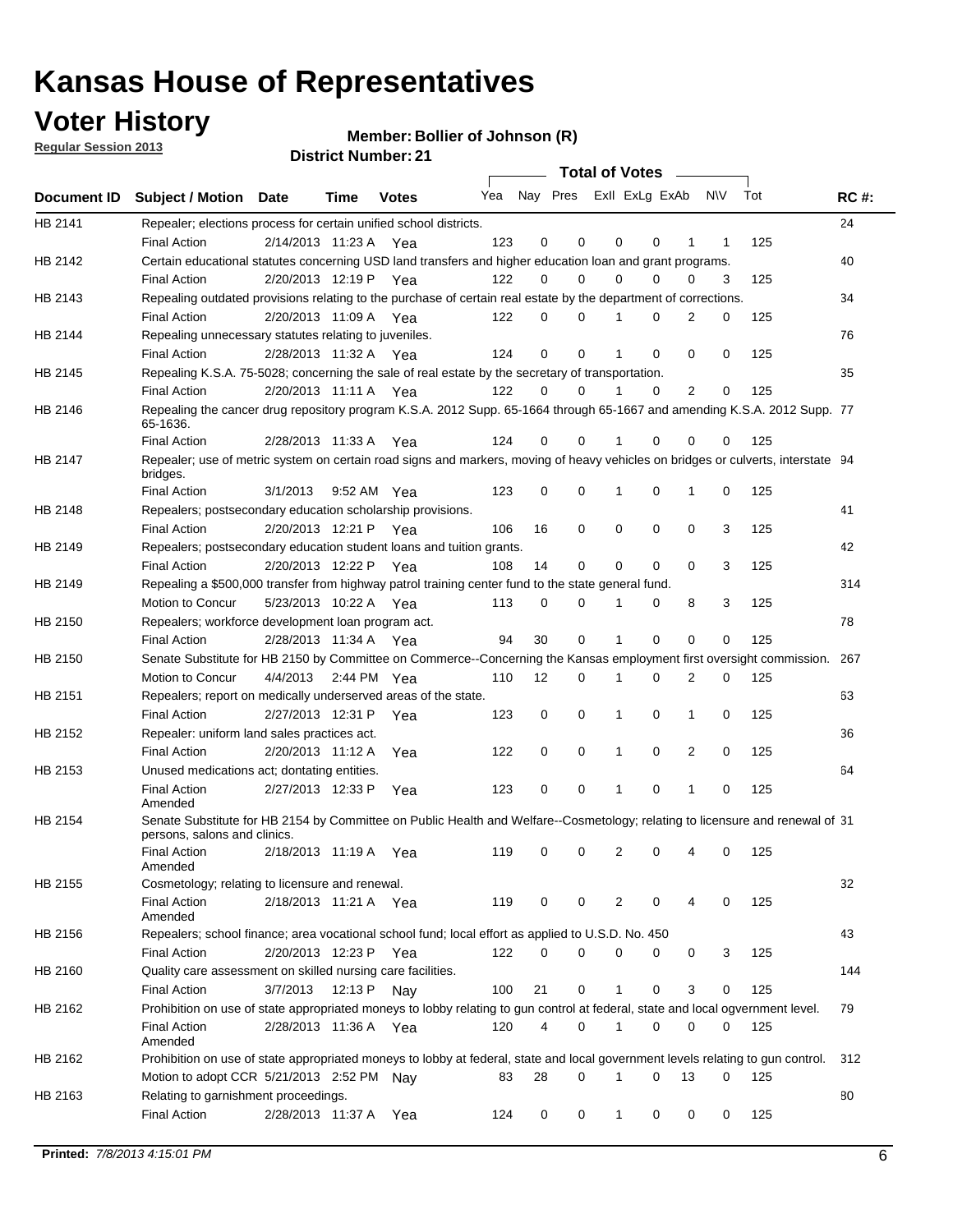# Kansas House of Representatives

## Voter History

**Regular Session 2013**

**Member: Bollier of Johnson (R)**

**District Number: 21**

| Document ID | Subject / Motion | Date | Time | Votes | Yea | Nay | Pres | ExII | ExLg | ExAb | N\V | Tot | RC #: |
|---|---|---|---|---|---|---|---|---|---|---|---|---|---|
| HB 2141 | Repealer; elections process for certain unified school districts. | | | | | | | | | | | | 24 |
| | Final Action | 2/14/2013 | 11:23 A | Yea | 123 | 0 | 0 | 0 | 0 | 1 | 1 | 125 | |
| HB 2142 | Certain educational statutes concerning USD land transfers and higher education loan and grant programs. | | | | | | | | | | | | 40 |
| | Final Action | 2/20/2013 | 12:19 P | Yea | 122 | 0 | 0 | 0 | 0 | 0 | 3 | 125 | |
| HB 2143 | Repealing outdated provisions relating to the purchase of certain real estate by the department of corrections. | | | | | | | | | | | | 34 |
| | Final Action | 2/20/2013 | 11:09 A | Yea | 122 | 0 | 0 | 1 | 0 | 2 | 0 | 125 | |
| HB 2144 | Repealing unnecessary statutes relating to juveniles. | | | | | | | | | | | | 76 |
| | Final Action | 2/28/2013 | 11:32 A | Yea | 124 | 0 | 0 | 1 | 0 | 0 | 0 | 125 | |
| HB 2145 | Repealing K.S.A. 75-5028; concerning the sale of real estate by the secretary of transportation. | | | | | | | | | | | | 35 |
| | Final Action | 2/20/2013 | 11:11 A | Yea | 122 | 0 | 0 | 1 | 0 | 2 | 0 | 125 | |
| HB 2146 | Repealing the cancer drug repository program K.S.A. 2012 Supp. 65-1664 through 65-1667 and amending K.S.A. 2012 Supp. 65-1636. | | | | | | | | | | | | 77 |
| | Final Action | 2/28/2013 | 11:33 A | Yea | 124 | 0 | 0 | 1 | 0 | 0 | 0 | 125 | |
| HB 2147 | Repealer; use of metric system on certain road signs and markers, moving of heavy vehicles on bridges or culverts, interstate bridges. | | | | | | | | | | | | 94 |
| | Final Action | 3/1/2013 | 9:52 AM | Yea | 123 | 0 | 0 | 1 | 0 | 1 | 0 | 125 | |
| HB 2148 | Repealers; postsecondary education scholarship provisions. | | | | | | | | | | | | 41 |
| | Final Action | 2/20/2013 | 12:21 P | Yea | 106 | 16 | 0 | 0 | 0 | 0 | 3 | 125 | |
| HB 2149 | Repealers; postsecondary education student loans and tuition grants. | | | | | | | | | | | | 42 |
| | Final Action | 2/20/2013 | 12:22 P | Yea | 108 | 14 | 0 | 0 | 0 | 0 | 3 | 125 | |
| HB 2149 | Repealing a $500,000 transfer from highway patrol training center fund to the state general fund. | | | | | | | | | | | | 314 |
| | Motion to Concur | 5/23/2013 | 10:22 A | Yea | 113 | 0 | 0 | 1 | 0 | 8 | 3 | 125 | |
| HB 2150 | Repealers; workforce development loan program act. | | | | | | | | | | | | 78 |
| | Final Action | 2/28/2013 | 11:34 A | Yea | 94 | 30 | 0 | 1 | 0 | 0 | 0 | 125 | |
| HB 2150 | Senate Substitute for HB 2150 by Committee on Commerce--Concerning the Kansas employment first oversight commission. | | | | | | | | | | | | 267 |
| | Motion to Concur | 4/4/2013 | 2:44 PM | Yea | 110 | 12 | 0 | 1 | 0 | 2 | 0 | 125 | |
| HB 2151 | Repealers; report on medically underserved areas of the state. | | | | | | | | | | | | 63 |
| | Final Action | 2/27/2013 | 12:31 P | Yea | 123 | 0 | 0 | 1 | 0 | 1 | 0 | 125 | |
| HB 2152 | Repealer: uniform land sales practices act. | | | | | | | | | | | | 36 |
| | Final Action | 2/20/2013 | 11:12 A | Yea | 122 | 0 | 0 | 1 | 0 | 2 | 0 | 125 | |
| HB 2153 | Unused medications act; dontating entities. | | | | | | | | | | | | 64 |
| | Final Action Amended | 2/27/2013 | 12:33 P | Yea | 123 | 0 | 0 | 1 | 0 | 1 | 0 | 125 | |
| HB 2154 | Senate Substitute for HB 2154 by Committee on Public Health and Welfare--Cosmetology; relating to licensure and renewal of persons, salons and clinics. | | | | | | | | | | | | 31 |
| | Final Action Amended | 2/18/2013 | 11:19 A | Yea | 119 | 0 | 0 | 2 | 0 | 4 | 0 | 125 | |
| HB 2155 | Cosmetology; relating to licensure and renewal. | | | | | | | | | | | | 32 |
| | Final Action Amended | 2/18/2013 | 11:21 A | Yea | 119 | 0 | 0 | 2 | 0 | 4 | 0 | 125 | |
| HB 2156 | Repealers; school finance; area vocational school fund; local effort as applied to U.S.D. No. 450 | | | | | | | | | | | | 43 |
| | Final Action | 2/20/2013 | 12:23 P | Yea | 122 | 0 | 0 | 0 | 0 | 0 | 3 | 125 | |
| HB 2160 | Quality care assessment on skilled nursing care facilities. | | | | | | | | | | | | 144 |
| | Final Action | 3/7/2013 | 12:13 P | Nay | 100 | 21 | 0 | 1 | 0 | 3 | 0 | 125 | |
| HB 2162 | Prohibition on use of state appropriated moneys to lobby relating to gun control at federal, state and local ogvernment level. | | | | | | | | | | | | 79 |
| | Final Action Amended | 2/28/2013 | 11:36 A | Yea | 120 | 4 | 0 | 1 | 0 | 0 | 0 | 125 | |
| HB 2162 | Prohibition on use of state appropriated moneys to lobby at federal, state and local government levels relating to gun control. | | | | | | | | | | | | 312 |
| | Motion to adopt CCR | 5/21/2013 | 2:52 PM | Nay | 83 | 28 | 0 | 1 | 0 | 13 | 0 | 125 | |
| HB 2163 | Relating to garnishment proceedings. | | | | | | | | | | | | 80 |
| | Final Action | 2/28/2013 | 11:37 A | Yea | 124 | 0 | 0 | 1 | 0 | 0 | 0 | 125 | |

**Printed:** *7/8/2013 4:15:01 PM*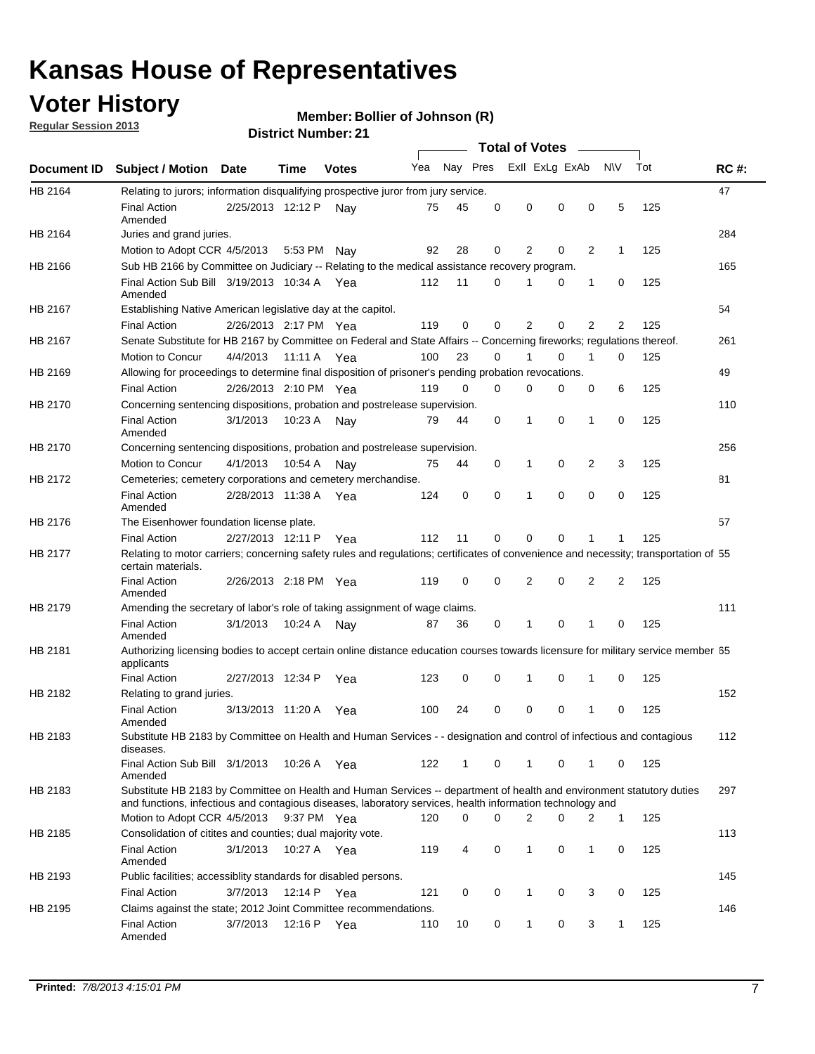# Kansas House of Representatives

## Voter History

**Regular Session 2013**

**Member: Bollier of Johnson (R)**

**District Number: 21**

| Document ID | Subject / Motion | Date | Time | Votes | Yea | Nay | Pres | Exll | ExLg | ExAb | N\V | Tot | RC #: |
|---|---|---|---|---|---|---|---|---|---|---|---|---|---|
| HB 2164 | Relating to jurors; information disqualifying prospective juror from jury service. | | | | | | | | | | | | 47 |
| | Final Action Amended | 2/25/2013 | 12:12 P | Nay | 75 | 45 | 0 | 0 | 0 | 0 | 5 | 125 | |
| HB 2164 | Juries and grand juries. | | | | | | | | | | | | 284 |
| | Motion to Adopt CCR | 4/5/2013 | 5:53 PM | Nay | 92 | 28 | 0 | 2 | 0 | 2 | 1 | 125 | |
| HB 2166 | Sub HB 2166 by Committee on Judiciary -- Relating to the medical assistance recovery program. | | | | | | | | | | | | 165 |
| | Final Action Sub Bill Amended | 3/19/2013 | 10:34 A | Yea | 112 | 11 | 0 | 1 | 0 | 1 | 0 | 125 | |
| HB 2167 | Establishing Native American legislative day at the capitol. | | | | | | | | | | | | 54 |
| | Final Action | 2/26/2013 | 2:17 PM | Yea | 119 | 0 | 0 | 2 | 0 | 2 | 2 | 125 | |
| HB 2167 | Senate Substitute for HB 2167 by Committee on Federal and State Affairs -- Concerning fireworks; regulations thereof. | | | | | | | | | | | | 261 |
| | Motion to Concur | 4/4/2013 | 11:11 A | Yea | 100 | 23 | 0 | 1 | 0 | 1 | 0 | 125 | |
| HB 2169 | Allowing for proceedings to determine final disposition of prisoner's pending probation revocations. | | | | | | | | | | | | 49 |
| | Final Action | 2/26/2013 | 2:10 PM | Yea | 119 | 0 | 0 | 0 | 0 | 0 | 6 | 125 | |
| HB 2170 | Concerning sentencing dispositions, probation and postrelease supervision. | | | | | | | | | | | | 110 |
| | Final Action Amended | 3/1/2013 | 10:23 A | Nay | 79 | 44 | 0 | 1 | 0 | 1 | 0 | 125 | |
| HB 2170 | Concerning sentencing dispositions, probation and postrelease supervision. | | | | | | | | | | | | 256 |
| | Motion to Concur | 4/1/2013 | 10:54 A | Nay | 75 | 44 | 0 | 1 | 0 | 2 | 3 | 125 | |
| HB 2172 | Cemeteries; cemetery corporations and cemetery merchandise. | | | | | | | | | | | | 81 |
| | Final Action Amended | 2/28/2013 | 11:38 A | Yea | 124 | 0 | 0 | 1 | 0 | 0 | 0 | 125 | |
| HB 2176 | The Eisenhower foundation license plate. | | | | | | | | | | | | 57 |
| | Final Action | 2/27/2013 | 12:11 P | Yea | 112 | 11 | 0 | 0 | 0 | 1 | 1 | 125 | |
| HB 2177 | Relating to motor carriers; concerning safety rules and regulations; certificates of convenience and necessity; transportation of certain materials. | | | | | | | | | | | | 55 |
| | Final Action Amended | 2/26/2013 | 2:18 PM | Yea | 119 | 0 | 0 | 2 | 0 | 2 | 2 | 125 | |
| HB 2179 | Amending the secretary of labor's role of taking assignment of wage claims. | | | | | | | | | | | | 111 |
| | Final Action Amended | 3/1/2013 | 10:24 A | Nay | 87 | 36 | 0 | 1 | 0 | 1 | 0 | 125 | |
| HB 2181 | Authorizing licensing bodies to accept certain online distance education courses towards licensure for military service member applicants | | | | | | | | | | | | 65 |
| | Final Action | 2/27/2013 | 12:34 P | Yea | 123 | 0 | 0 | 1 | 0 | 1 | 0 | 125 | |
| HB 2182 | Relating to grand juries. | | | | | | | | | | | | 152 |
| | Final Action Amended | 3/13/2013 | 11:20 A | Yea | 100 | 24 | 0 | 0 | 0 | 1 | 0 | 125 | |
| HB 2183 | Substitute HB 2183 by Committee on Health and Human Services - - designation and control of infectious and contagious diseases. | | | | | | | | | | | | 112 |
| | Final Action Sub Bill Amended | 3/1/2013 | 10:26 A | Yea | 122 | 1 | 0 | 1 | 0 | 1 | 0 | 125 | |
| HB 2183 | Substitute HB 2183 by Committee on Health and Human Services -- department of health and environment statutory duties and functions, infectious and contagious diseases, laboratory services, health information technology and | | | | | | | | | | | | 297 |
| | Motion to Adopt CCR | 4/5/2013 | 9:37 PM | Yea | 120 | 0 | 0 | 2 | 0 | 2 | 1 | 125 | |
| HB 2185 | Consolidation of citites and counties; dual majority vote. | | | | | | | | | | | | 113 |
| | Final Action Amended | 3/1/2013 | 10:27 A | Yea | 119 | 4 | 0 | 1 | 0 | 1 | 0 | 125 | |
| HB 2193 | Public facilities; accessiblity standards for disabled persons. | | | | | | | | | | | | 145 |
| | Final Action | 3/7/2013 | 12:14 P | Yea | 121 | 0 | 0 | 1 | 0 | 3 | 0 | 125 | |
| HB 2195 | Claims against the state; 2012 Joint Committee recommendations. | | | | | | | | | | | | 146 |
| | Final Action Amended | 3/7/2013 | 12:16 P | Yea | 110 | 10 | 0 | 1 | 0 | 3 | 1 | 125 | |

**Printed:** *7/8/2013 4:15:01 PM*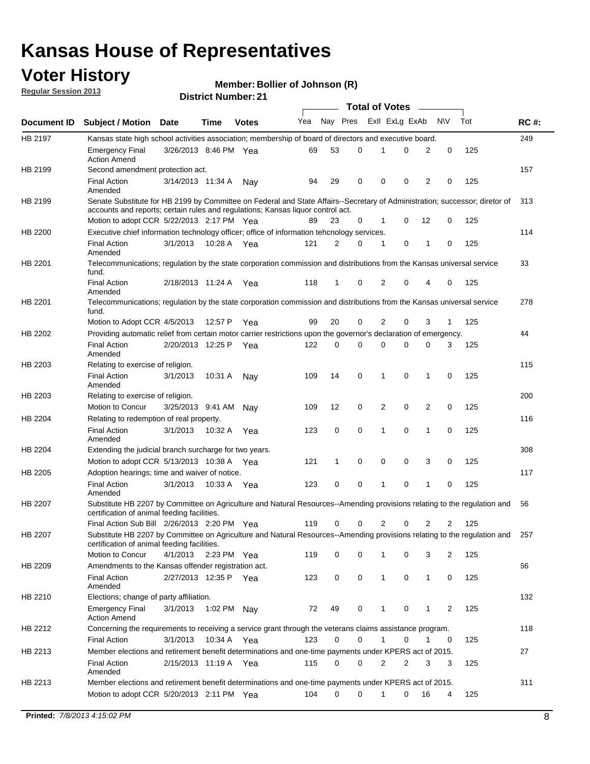# Kansas House of Representatives

## Voter History

**Regular Session 2013**

**Member: Bollier of Johnson (R)**

**District Number: 21**

| Document ID | Subject / Motion | Date | Time | Votes | Yea | Nay | Pres | ExII | ExLg | ExAb | N\V | Tot | RC #: |
|---|---|---|---|---|---|---|---|---|---|---|---|---|---|
| HB 2197 | Kansas state high school activities association; membership of board of directors and executive board. | | | | | | | | | | | | 249 |
| | Emergency Final Action Amend | 3/26/2013 | 8:46 PM | Yea | 69 | 53 | 0 | 1 | 0 | 2 | 0 | 125 | |
| HB 2199 | Second amendment protection act. | | | | | | | | | | | | 157 |
| | Final Action Amended | 3/14/2013 | 11:34 A | Nay | 94 | 29 | 0 | 0 | 0 | 2 | 0 | 125 | |
| HB 2199 | Senate Substitute for HB 2199 by Committee on Federal and State Affairs--Secretary of Administration; successor; diretor of accounts and reports; certain rules and regulations; Kansas liquor control act. | | | | | | | | | | | | 313 |
| | Motion to adopt CCR | 5/22/2013 | 2:17 PM | Yea | 89 | 23 | 0 | 1 | 0 | 12 | 0 | 125 | |
| HB 2200 | Executive chief information technology officer; office of information tehcnology services. | | | | | | | | | | | | 114 |
| | Final Action Amended | 3/1/2013 | 10:28 A | Yea | 121 | 2 | 0 | 1 | 0 | 1 | 0 | 125 | |
| HB 2201 | Telecommunications; regulation by the state corporation commission and distributions from the Kansas universal service fund. | | | | | | | | | | | | 33 |
| | Final Action Amended | 2/18/2013 | 11:24 A | Yea | 118 | 1 | 0 | 2 | 0 | 4 | 0 | 125 | |
| HB 2201 | Telecommunications; regulation by the state corporation commission and distributions from the Kansas universal service fund. | | | | | | | | | | | | 278 |
| | Motion to Adopt CCR | 4/5/2013 | 12:57 P | Yea | 99 | 20 | 0 | 2 | 0 | 3 | 1 | 125 | |
| HB 2202 | Providing automatic relief from certain motor carrier restrictions upon the governor's declaration of emergency. | | | | | | | | | | | | 44 |
| | Final Action Amended | 2/20/2013 | 12:25 P | Yea | 122 | 0 | 0 | 0 | 0 | 0 | 3 | 125 | |
| HB 2203 | Relating to exercise of religion. | | | | | | | | | | | | 115 |
| | Final Action Amended | 3/1/2013 | 10:31 A | Nay | 109 | 14 | 0 | 1 | 0 | 1 | 0 | 125 | |
| HB 2203 | Relating to exercise of religion. | | | | | | | | | | | | 200 |
| | Motion to Concur | 3/25/2013 | 9:41 AM | Nay | 109 | 12 | 0 | 2 | 0 | 2 | 0 | 125 | |
| HB 2204 | Relating to redemption of real property. | | | | | | | | | | | | 116 |
| | Final Action Amended | 3/1/2013 | 10:32 A | Yea | 123 | 0 | 0 | 1 | 0 | 1 | 0 | 125 | |
| HB 2204 | Extending the judicial branch surcharge for two years. | | | | | | | | | | | | 308 |
| | Motion to adopt CCR | 5/13/2013 | 10:38 A | Yea | 121 | 1 | 0 | 0 | 0 | 3 | 0 | 125 | |
| HB 2205 | Adoption hearings; time and waiver of notice. | | | | | | | | | | | | 117 |
| | Final Action Amended | 3/1/2013 | 10:33 A | Yea | 123 | 0 | 0 | 1 | 0 | 1 | 0 | 125 | |
| HB 2207 | Substitute HB 2207 by Committee on Agriculture and Natural Resources--Amending provisions relating to the regulation and certification of animal feeding facilities. | | | | | | | | | | | | 56 |
| | Final Action Sub Bill | 2/26/2013 | 2:20 PM | Yea | 119 | 0 | 0 | 2 | 0 | 2 | 2 | 125 | |
| HB 2207 | Substitute HB 2207 by Committee on Agriculture and Natural Resources--Amending provisions relating to the regulation and certification of animal feeding facilities. | | | | | | | | | | | | 257 |
| | Motion to Concur | 4/1/2013 | 2:23 PM | Yea | 119 | 0 | 0 | 1 | 0 | 3 | 2 | 125 | |
| HB 2209 | Amendments to the Kansas offender registration act. | | | | | | | | | | | | 66 |
| | Final Action Amended | 2/27/2013 | 12:35 P | Yea | 123 | 0 | 0 | 1 | 0 | 1 | 0 | 125 | |
| HB 2210 | Elections; change of party affiliation. | | | | | | | | | | | | 132 |
| | Emergency Final Action Amend | 3/1/2013 | 1:02 PM | Nay | 72 | 49 | 0 | 1 | 0 | 1 | 2 | 125 | |
| HB 2212 | Concerning the requirements to receiving a service grant through the veterans claims assistance program. | | | | | | | | | | | | 118 |
| | Final Action | 3/1/2013 | 10:34 A | Yea | 123 | 0 | 0 | 1 | 0 | 1 | 0 | 125 | |
| HB 2213 | Member elections and retirement benefit determinations and one-time payments under KPERS act of 2015. | | | | | | | | | | | | 27 |
| | Final Action Amended | 2/15/2013 | 11:19 A | Yea | 115 | 0 | 0 | 2 | 2 | 3 | 3 | 125 | |
| HB 2213 | Member elections and retirement benefit determinations and one-time payments under KPERS act of 2015. | | | | | | | | | | | | 311 |
| | Motion to adopt CCR | 5/20/2013 | 2:11 PM | Yea | 104 | 0 | 0 | 1 | 0 | 16 | 4 | 125 | |

**Printed:** 7/8/2013 4:15:02 PM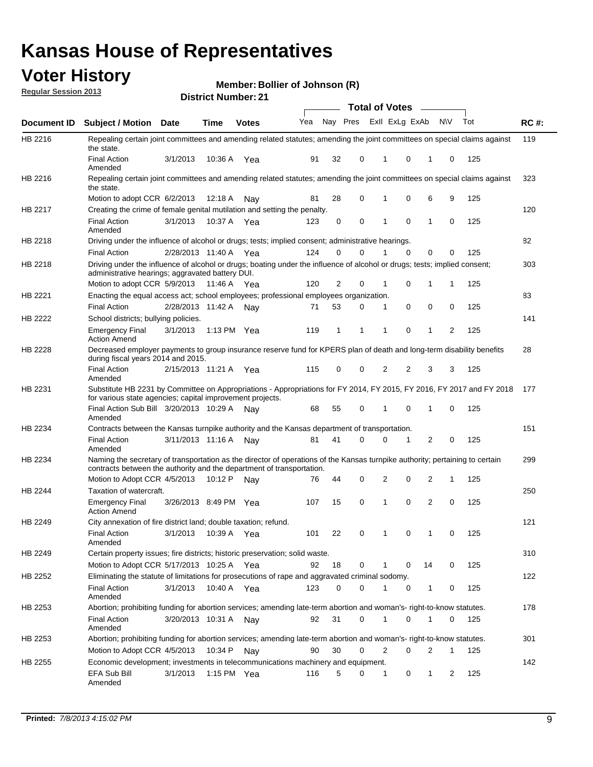# Kansas House of Representatives

## Voter History

**Regular Session 2013**

**Member: Bollier of Johnson (R)**

**District Number: 21**

| Document ID | Subject / Motion | Date | Time | Votes | Yea | Nay | Pres | ExII | ExLg | ExAb | N\V | Tot | RC #: |
|---|---|---|---|---|---|---|---|---|---|---|---|---|---|
| HB 2216 | Repealing certain joint committees and amending related statutes; amending the joint committees on special claims against the state. | | | | | | | | | | | | 119 |
| | Final Action Amended | 3/1/2013 | 10:36 A | Yea | 91 | 32 | 0 | 1 | 0 | 1 | 0 | 125 | |
| HB 2216 | Repealing certain joint committees and amending related statutes; amending the joint committees on special claims against the state. | | | | | | | | | | | | 323 |
| | Motion to adopt CCR | 6/2/2013 | 12:18 A | Nay | 81 | 28 | 0 | 1 | 0 | 6 | 9 | 125 | |
| HB 2217 | Creating the crime of female genital mutilation and setting the penalty. | | | | | | | | | | | | 120 |
| | Final Action Amended | 3/1/2013 | 10:37 A | Yea | 123 | 0 | 0 | 1 | 0 | 1 | 0 | 125 | |
| HB 2218 | Driving under the influence of alcohol or drugs; tests; implied consent; administrative hearings. | | | | | | | | | | | | 82 |
| | Final Action | 2/28/2013 | 11:40 A | Yea | 124 | 0 | 0 | 1 | 0 | 0 | 0 | 125 | |
| HB 2218 | Driving under the influence of alcohol or drugs; boating under the influence of alcohol or drugs; tests; implied consent; administrative hearings; aggravated battery DUI. | | | | | | | | | | | | 303 |
| | Motion to adopt CCR | 5/9/2013 | 11:46 A | Yea | 120 | 2 | 0 | 1 | 0 | 1 | 1 | 125 | |
| HB 2221 | Enacting the equal access act; school employees; professional employees organization. | | | | | | | | | | | | 83 |
| | Final Action | 2/28/2013 | 11:42 A | Nay | 71 | 53 | 0 | 1 | 0 | 0 | 0 | 125 | |
| HB 2222 | School districts; bullying policies. | | | | | | | | | | | | 141 |
| | Emergency Final Action Amend | 3/1/2013 | 1:13 PM | Yea | 119 | 1 | 1 | 1 | 0 | 1 | 2 | 125 | |
| HB 2228 | Decreased employer payments to group insurance reserve fund for KPERS plan of death and long-term disability benefits during fiscal years 2014 and 2015. | | | | | | | | | | | | 28 |
| | Final Action Amended | 2/15/2013 | 11:21 A | Yea | 115 | 0 | 0 | 2 | 2 | 3 | 3 | 125 | |
| HB 2231 | Substitute HB 2231 by Committee on Appropriations - Appropriations for FY 2014, FY 2015, FY 2016, FY 2017 and FY 2018 for various state agencies; capital improvement projects. | | | | | | | | | | | | 177 |
| | Final Action Sub Bill Amended | 3/20/2013 | 10:29 A | Nay | 68 | 55 | 0 | 1 | 0 | 1 | 0 | 125 | |
| HB 2234 | Contracts between the Kansas turnpike authority and the Kansas department of transportation. | | | | | | | | | | | | 151 |
| | Final Action Amended | 3/11/2013 | 11:16 A | Nay | 81 | 41 | 0 | 0 | 1 | 2 | 0 | 125 | |
| HB 2234 | Naming the secretary of transportation as the director of operations of the Kansas turnpike authority; pertaining to certain contracts between the authority and the department of transportation. | | | | | | | | | | | | 299 |
| | Motion to Adopt CCR | 4/5/2013 | 10:12 P | Nay | 76 | 44 | 0 | 2 | 0 | 2 | 1 | 125 | |
| HB 2244 | Taxation of watercraft. | | | | | | | | | | | | 250 |
| | Emergency Final Action Amend | 3/26/2013 | 8:49 PM | Yea | 107 | 15 | 0 | 1 | 0 | 2 | 0 | 125 | |
| HB 2249 | City annexation of fire district land; double taxation; refund. | | | | | | | | | | | | 121 |
| | Final Action Amended | 3/1/2013 | 10:39 A | Yea | 101 | 22 | 0 | 1 | 0 | 1 | 0 | 125 | |
| HB 2249 | Certain property issues; fire districts; historic preservation; solid waste. | | | | | | | | | | | | 310 |
| | Motion to Adopt CCR | 5/17/2013 | 10:25 A | Yea | 92 | 18 | 0 | 1 | 0 | 14 | 0 | 125 | |
| HB 2252 | Eliminating the statute of limitations for prosecutions of rape and aggravated criminal sodomy. | | | | | | | | | | | | 122 |
| | Final Action Amended | 3/1/2013 | 10:40 A | Yea | 123 | 0 | 0 | 1 | 0 | 1 | 0 | 125 | |
| HB 2253 | Abortion; prohibiting funding for abortion services; amending late-term abortion and woman's- right-to-know statutes. | | | | | | | | | | | | 178 |
| | Final Action Amended | 3/20/2013 | 10:31 A | Nay | 92 | 31 | 0 | 1 | 0 | 1 | 0 | 125 | |
| HB 2253 | Abortion; prohibiting funding for abortion services; amending late-term abortion and woman's- right-to-know statutes. | | | | | | | | | | | | 301 |
| | Motion to Adopt CCR | 4/5/2013 | 10:34 P | Nay | 90 | 30 | 0 | 2 | 0 | 2 | 1 | 125 | |
| HB 2255 | Economic development; investments in telecommunications machinery and equipment. | | | | | | | | | | | | 142 |
| | EFA Sub Bill Amended | 3/1/2013 | 1:15 PM | Yea | 116 | 5 | 0 | 1 | 0 | 1 | 2 | 125 | |

**Printed:** *7/8/2013 4:15:02 PM*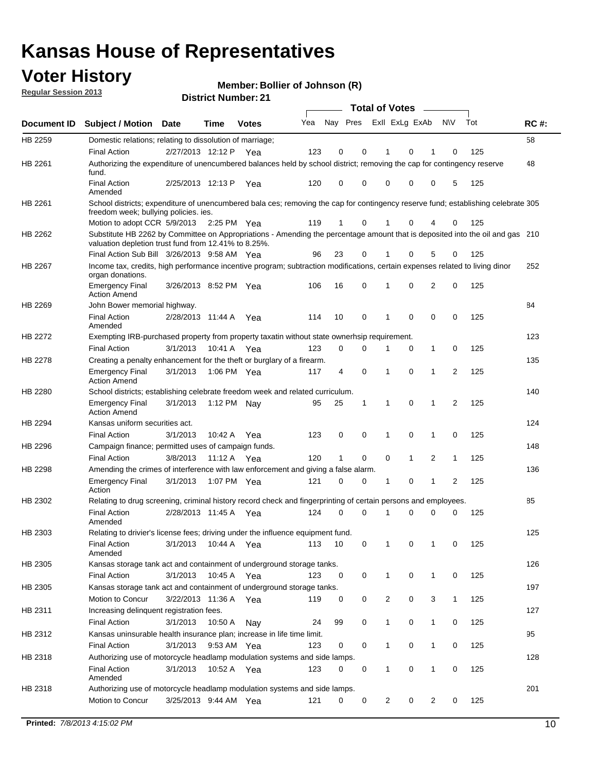# Kansas House of Representatives

## Voter History

**Regular Session 2013**

**Member: Bollier of Johnson (R)**

**District Number: 21**

| Document ID | Subject / Motion | Date | Time | Votes | Yea | Nay | Pres | ExII | ExLg | ExAb | N\V | Tot | RC #: |
|---|---|---|---|---|---|---|---|---|---|---|---|---|---|
| HB 2259 | Domestic relations; relating to dissolution of marriage; | | | | | | | | | | | | 58 |
| | Final Action | 2/27/2013 | 12:12 P | Yea | 123 | 0 | 0 | 1 | 0 | 1 | 0 | 125 | |
| HB 2261 | Authorizing the expenditure of unencumbered balances held by school district; removing the cap for contingency reserve fund. | | | | | | | | | | | | 48 |
| | Final Action Amended | 2/25/2013 | 12:13 P | Yea | 120 | 0 | 0 | 0 | 0 | 0 | 5 | 125 | |
| HB 2261 | School districts; expenditure of unencumbered bala ces; removing the cap for contingency reserve fund; establishing celebrate freedom week; bullying policies. ies. | | | | | | | | | | | | 305 |
| | Motion to adopt CCR | 5/9/2013 | 2:25 PM | Yea | 119 | 1 | 0 | 1 | 0 | 4 | 0 | 125 | |
| HB 2262 | Substitute HB 2262 by Committee on Appropriations - Amending the percentage amount that is deposited into the oil and gas valuation depletion trust fund from 12.41% to 8.25%. | | | | | | | | | | | | 210 |
| | Final Action Sub Bill | 3/26/2013 | 9:58 AM | Yea | 96 | 23 | 0 | 1 | 0 | 5 | 0 | 125 | |
| HB 2267 | Income tax, credits, high performance incentive program; subtraction modifications, certain expenses related to living dinor organ donations. | | | | | | | | | | | | 252 |
| | Emergency Final Action Amend | 3/26/2013 | 8:52 PM | Yea | 106 | 16 | 0 | 1 | 0 | 2 | 0 | 125 | |
| HB 2269 | John Bower memorial highway. | | | | | | | | | | | | 84 |
| | Final Action Amended | 2/28/2013 | 11:44 A | Yea | 114 | 10 | 0 | 1 | 0 | 0 | 0 | 125 | |
| HB 2272 | Exempting IRB-purchased property from property taxatin without state ownerhsip requirement. | | | | | | | | | | | | 123 |
| | Final Action | 3/1/2013 | 10:41 A | Yea | 123 | 0 | 0 | 1 | 0 | 1 | 0 | 125 | |
| HB 2278 | Creating a penalty enhancement for the theft or burglary of a firearm. | | | | | | | | | | | | 135 |
| | Emergency Final Action Amend | 3/1/2013 | 1:06 PM | Yea | 117 | 4 | 0 | 1 | 0 | 1 | 2 | 125 | |
| HB 2280 | School districts; establishing celebrate freedom week and related curriculum. | | | | | | | | | | | | 140 |
| | Emergency Final Action Amend | 3/1/2013 | 1:12 PM | Nay | 95 | 25 | 1 | 1 | 0 | 1 | 2 | 125 | |
| HB 2294 | Kansas uniform securities act. | | | | | | | | | | | | 124 |
| | Final Action | 3/1/2013 | 10:42 A | Yea | 123 | 0 | 0 | 1 | 0 | 1 | 0 | 125 | |
| HB 2296 | Campaign finance; permitted uses of campaign funds. | | | | | | | | | | | | 148 |
| | Final Action | 3/8/2013 | 11:12 A | Yea | 120 | 1 | 0 | 0 | 1 | 2 | 1 | 125 | |
| HB 2298 | Amending the crimes of interference with law enforcement and giving a false alarm. | | | | | | | | | | | | 136 |
| | Emergency Final Action | 3/1/2013 | 1:07 PM | Yea | 121 | 0 | 0 | 1 | 0 | 1 | 2 | 125 | |
| HB 2302 | Relating to drug screening, criminal history record check and fingerprinting of certain persons and employees. | | | | | | | | | | | | 85 |
| | Final Action Amended | 2/28/2013 | 11:45 A | Yea | 124 | 0 | 0 | 1 | 0 | 0 | 0 | 125 | |
| HB 2303 | Relating to drivier's license fees; driving under the influence equipment fund. | | | | | | | | | | | | 125 |
| | Final Action Amended | 3/1/2013 | 10:44 A | Yea | 113 | 10 | 0 | 1 | 0 | 1 | 0 | 125 | |
| HB 2305 | Kansas storage tank act and containment of underground storage tanks. | | | | | | | | | | | | 126 |
| | Final Action | 3/1/2013 | 10:45 A | Yea | 123 | 0 | 0 | 1 | 0 | 1 | 0 | 125 | |
| HB 2305 | Kansas storage tank act and containment of underground storage tanks. | | | | | | | | | | | | 197 |
| | Motion to Concur | 3/22/2013 | 11:36 A | Yea | 119 | 0 | 0 | 2 | 0 | 3 | 1 | 125 | |
| HB 2311 | Increasing delinquent registration fees. | | | | | | | | | | | | 127 |
| | Final Action | 3/1/2013 | 10:50 A | Nay | 24 | 99 | 0 | 1 | 0 | 1 | 0 | 125 | |
| HB 2312 | Kansas uninsurable health insurance plan; increase in life time limit. | | | | | | | | | | | | 95 |
| | Final Action | 3/1/2013 | 9:53 AM | Yea | 123 | 0 | 0 | 1 | 0 | 1 | 0 | 125 | |
| HB 2318 | Authorizing use of motorcycle headlamp modulation systems and side lamps. | | | | | | | | | | | | 128 |
| | Final Action Amended | 3/1/2013 | 10:52 A | Yea | 123 | 0 | 0 | 1 | 0 | 1 | 0 | 125 | |
| HB 2318 | Authorizing use of motorcycle headlamp modulation systems and side lamps. | | | | | | | | | | | | 201 |
| | Motion to Concur | 3/25/2013 | 9:44 AM | Yea | 121 | 0 | 0 | 2 | 0 | 2 | 0 | 125 | |

**Printed:** *7/8/2013 4:15:02 PM*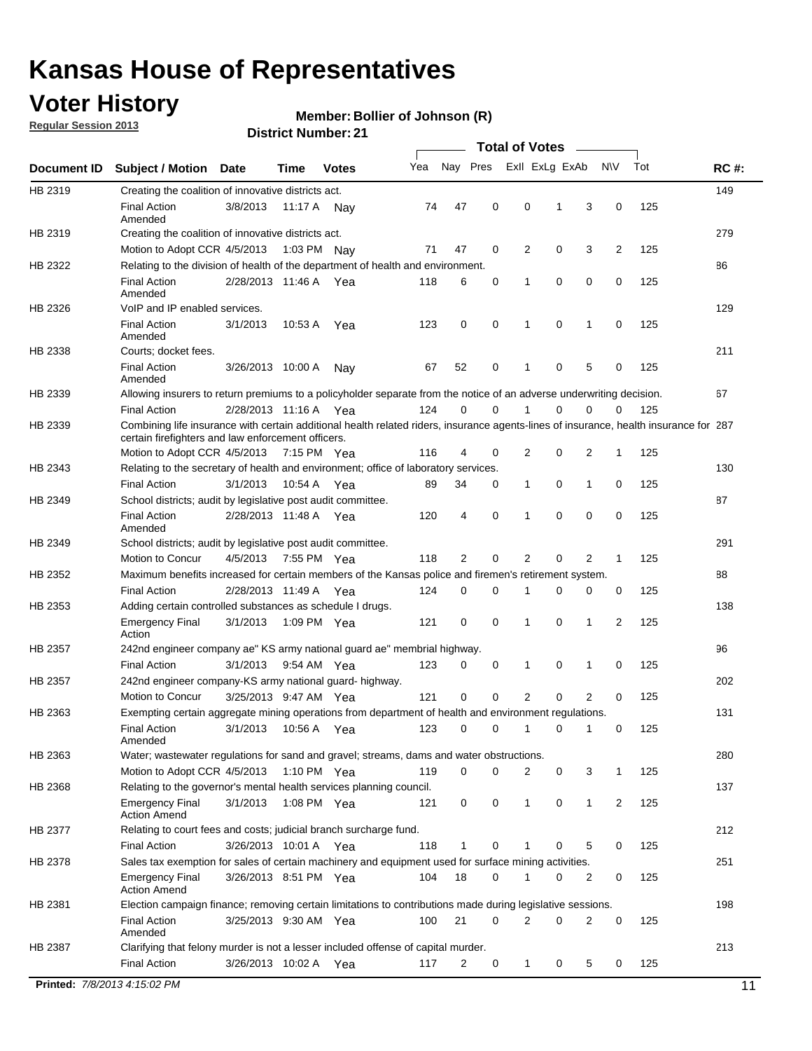# Kansas House of Representatives

## Voter History

**Regular Session 2013**

**Member: Bollier of Johnson (R)**

**District Number: 21**

| Document ID | Subject / Motion | Date | Time | Votes | Yea | Nay | Pres | ExII | ExLg | ExAb | N\V | Tot | RC #: |
|---|---|---|---|---|---|---|---|---|---|---|---|---|---|
| HB 2319 | Creating the coalition of innovative districts act. | | | | | | | | | | | | 149 |
| | Final Action Amended | 3/8/2013 | 11:17 A | Nay | 74 | 47 | 0 | 0 | 1 | 3 | 0 | 125 | |
| HB 2319 | Creating the coalition of innovative districts act. | | | | | | | | | | | | 279 |
| | Motion to Adopt CCR | 4/5/2013 | 1:03 PM | Nay | 71 | 47 | 0 | 2 | 0 | 3 | 2 | 125 | |
| HB 2322 | Relating to the division of health of the department of health and environment. | | | | | | | | | | | | 86 |
| | Final Action Amended | 2/28/2013 | 11:46 A | Yea | 118 | 6 | 0 | 1 | 0 | 0 | 0 | 125 | |
| HB 2326 | VoIP and IP enabled services. | | | | | | | | | | | | 129 |
| | Final Action Amended | 3/1/2013 | 10:53 A | Yea | 123 | 0 | 0 | 1 | 0 | 1 | 0 | 125 | |
| HB 2338 | Courts; docket fees. | | | | | | | | | | | | 211 |
| | Final Action Amended | 3/26/2013 | 10:00 A | Nay | 67 | 52 | 0 | 1 | 0 | 5 | 0 | 125 | |
| HB 2339 | Allowing insurers to return premiums to a policyholder separate from the notice of an adverse underwriting decision. | | | | | | | | | | | | 67 |
| | Final Action | 2/28/2013 | 11:16 A | Yea | 124 | 0 | 0 | 1 | 0 | 0 | 0 | 125 | |
| HB 2339 | Combining life insurance with certain additional health related riders, insurance agents-lines of insurance, health insurance for certain firefighters and law enforcement officers. | | | | | | | | | | | | 287 |
| | Motion to Adopt CCR | 4/5/2013 | 7:15 PM | Yea | 116 | 4 | 0 | 2 | 0 | 2 | 1 | 125 | |
| HB 2343 | Relating to the secretary of health and environment; office of laboratory services. | | | | | | | | | | | | 130 |
| | Final Action | 3/1/2013 | 10:54 A | Yea | 89 | 34 | 0 | 1 | 0 | 1 | 0 | 125 | |
| HB 2349 | School districts; audit by legislative post audit committee. | | | | | | | | | | | | 87 |
| | Final Action Amended | 2/28/2013 | 11:48 A | Yea | 120 | 4 | 0 | 1 | 0 | 0 | 0 | 125 | |
| HB 2349 | School districts; audit by legislative post audit committee. | | | | | | | | | | | | 291 |
| | Motion to Concur | 4/5/2013 | 7:55 PM | Yea | 118 | 2 | 0 | 2 | 0 | 2 | 1 | 125 | |
| HB 2352 | Maximum benefits increased for certain members of the Kansas police and firemen's retirement system. | | | | | | | | | | | | 88 |
| | Final Action | 2/28/2013 | 11:49 A | Yea | 124 | 0 | 0 | 1 | 0 | 0 | 0 | 125 | |
| HB 2353 | Adding certain controlled substances as schedule I drugs. | | | | | | | | | | | | 138 |
| | Emergency Final Action | 3/1/2013 | 1:09 PM | Yea | 121 | 0 | 0 | 1 | 0 | 1 | 2 | 125 | |
| HB 2357 | 242nd engineer company ae" KS army national guard ae" membrial highway. | | | | | | | | | | | | 96 |
| | Final Action | 3/1/2013 | 9:54 AM | Yea | 123 | 0 | 0 | 1 | 0 | 1 | 0 | 125 | |
| HB 2357 | 242nd engineer company-KS army national guard- highway. | | | | | | | | | | | | 202 |
| | Motion to Concur | 3/25/2013 | 9:47 AM | Yea | 121 | 0 | 0 | 2 | 0 | 2 | 0 | 125 | |
| HB 2363 | Exempting certain aggregate mining operations from department of health and environment regulations. | | | | | | | | | | | | 131 |
| | Final Action Amended | 3/1/2013 | 10:56 A | Yea | 123 | 0 | 0 | 1 | 0 | 1 | 0 | 125 | |
| HB 2363 | Water; wastewater regulations for sand and gravel; streams, dams and water obstructions. | | | | | | | | | | | | 280 |
| | Motion to Adopt CCR | 4/5/2013 | 1:10 PM | Yea | 119 | 0 | 0 | 2 | 0 | 3 | 1 | 125 | |
| HB 2368 | Relating to the governor's mental health services planning council. | | | | | | | | | | | | 137 |
| | Emergency Final Action Amend | 3/1/2013 | 1:08 PM | Yea | 121 | 0 | 0 | 1 | 0 | 1 | 2 | 125 | |
| HB 2377 | Relating to court fees and costs; judicial branch surcharge fund. | | | | | | | | | | | | 212 |
| | Final Action | 3/26/2013 | 10:01 A | Yea | 118 | 1 | 0 | 1 | 0 | 5 | 0 | 125 | |
| HB 2378 | Sales tax exemption for sales of certain machinery and equipment used for surface mining activities. | | | | | | | | | | | | 251 |
| | Emergency Final Action Amend | 3/26/2013 | 8:51 PM | Yea | 104 | 18 | 0 | 1 | 0 | 2 | 0 | 125 | |
| HB 2381 | Election campaign finance; removing certain limitations to contributions made during legislative sessions. | | | | | | | | | | | | 198 |
| | Final Action Amended | 3/25/2013 | 9:30 AM | Yea | 100 | 21 | 0 | 2 | 0 | 2 | 0 | 125 | |
| HB 2387 | Clarifying that felony murder is not a lesser included offense of capital murder. | | | | | | | | | | | | 213 |
| | Final Action | 3/26/2013 | 10:02 A | Yea | 117 | 2 | 0 | 1 | 0 | 5 | 0 | 125 | |

**Printed:** *7/8/2013 4:15:02 PM*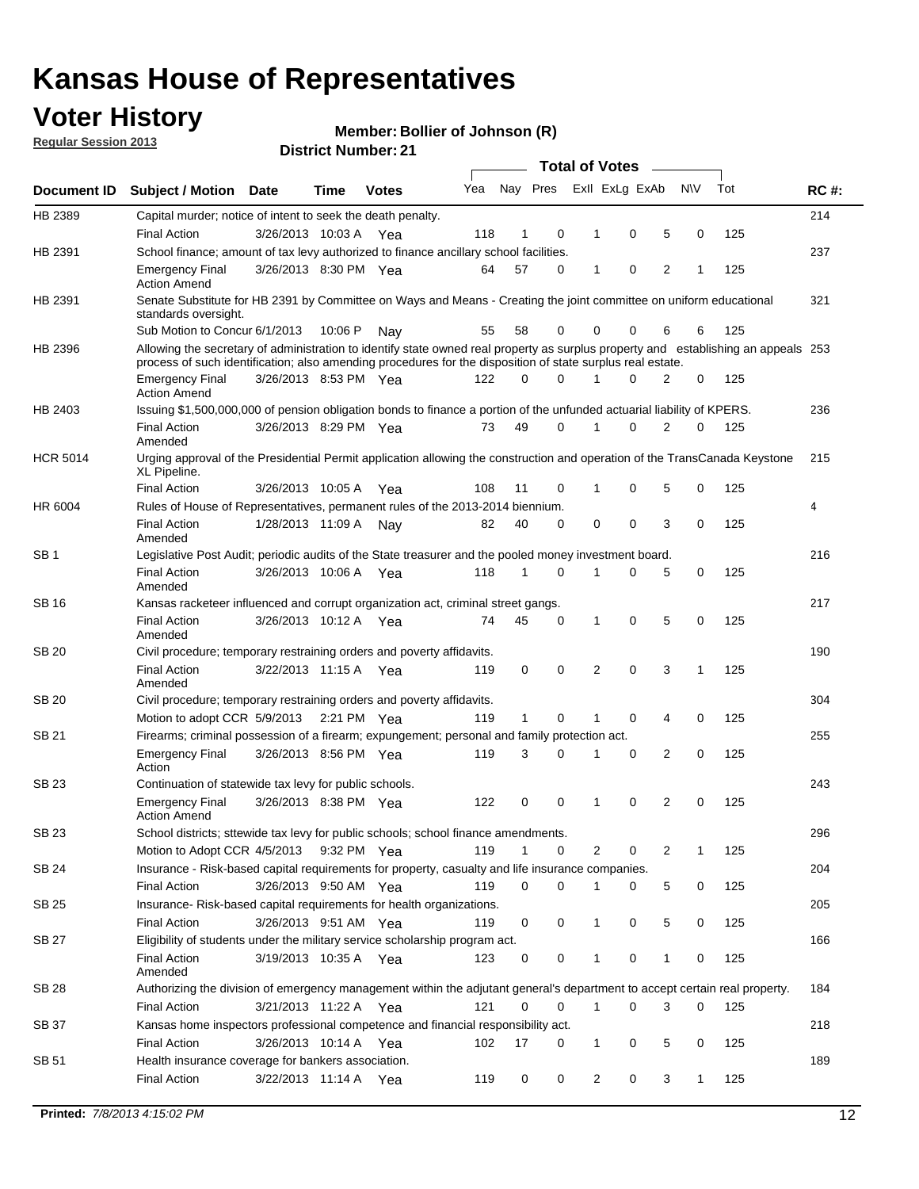# Kansas House of Representatives

## Voter History

**Regular Session 2013**

**Member: Bollier of Johnson (R)**

**District Number: 21**

| Document ID | Subject / Motion | Date | Time | Votes | Yea | Nay | Pres | ExII | ExLg | ExAb | N\V | Tot | RC #: |
|---|---|---|---|---|---|---|---|---|---|---|---|---|---|
| HB 2389 | Capital murder; notice of intent to seek the death penalty. | | | | | | | | | | | | 214 |
| | Final Action | 3/26/2013 | 10:03 A | Yea | 118 | 1 | 0 | 1 | 0 | 5 | 0 | 125 | |
| HB 2391 | School finance; amount of tax levy authorized to finance ancillary school facilities. | | | | | | | | | | | | 237 |
| | Emergency Final Action Amend | 3/26/2013 | 8:30 PM | Yea | 64 | 57 | 0 | 1 | 0 | 2 | 1 | 125 | |
| HB 2391 | Senate Substitute for HB 2391 by Committee on Ways and Means - Creating the joint committee on uniform educational standards oversight. | | | | | | | | | | | | 321 |
| | Sub Motion to Concur | 6/1/2013 | 10:06 P | Nay | 55 | 58 | 0 | 0 | 0 | 6 | 6 | 125 | |
| HB 2396 | Allowing the secretary of administration to identify state owned real property as surplus property and establishing an appeals process of such identification; also amending procedures for the disposition of state surplus real estate. | | | | | | | | | | | | 253 |
| | Emergency Final Action Amend | 3/26/2013 | 8:53 PM | Yea | 122 | 0 | 0 | 1 | 0 | 2 | 0 | 125 | |
| HB 2403 | Issuing $1,500,000,000 of pension obligation bonds to finance a portion of the unfunded actuarial liability of KPERS. | | | | | | | | | | | | 236 |
| | Final Action Amended | 3/26/2013 | 8:29 PM | Yea | 73 | 49 | 0 | 1 | 0 | 2 | 0 | 125 | |
| HCR 5014 | Urging approval of the Presidential Permit application allowing the construction and operation of the TransCanada Keystone XL Pipeline. | | | | | | | | | | | | 215 |
| | Final Action | 3/26/2013 | 10:05 A | Yea | 108 | 11 | 0 | 1 | 0 | 5 | 0 | 125 | |
| HR 6004 | Rules of House of Representatives, permanent rules of the 2013-2014 biennium. | | | | | | | | | | | | 4 |
| | Final Action Amended | 1/28/2013 | 11:09 A | Nay | 82 | 40 | 0 | 0 | 0 | 3 | 0 | 125 | |
| SB 1 | Legislative Post Audit; periodic audits of the State treasurer and the pooled money investment board. | | | | | | | | | | | | 216 |
| | Final Action Amended | 3/26/2013 | 10:06 A | Yea | 118 | 1 | 0 | 1 | 0 | 5 | 0 | 125 | |
| SB 16 | Kansas racketeer influenced and corrupt organization act, criminal street gangs. | | | | | | | | | | | | 217 |
| | Final Action Amended | 3/26/2013 | 10:12 A | Yea | 74 | 45 | 0 | 1 | 0 | 5 | 0 | 125 | |
| SB 20 | Civil procedure; temporary restraining orders and poverty affidavits. | | | | | | | | | | | | 190 |
| | Final Action Amended | 3/22/2013 | 11:15 A | Yea | 119 | 0 | 0 | 2 | 0 | 3 | 1 | 125 | |
| SB 20 | Civil procedure; temporary restraining orders and poverty affidavits. | | | | | | | | | | | | 304 |
| | Motion to adopt CCR | 5/9/2013 | 2:21 PM | Yea | 119 | 1 | 0 | 1 | 0 | 4 | 0 | 125 | |
| SB 21 | Firearms; criminal possession of a firearm; expungement; personal and family protection act. | | | | | | | | | | | | 255 |
| | Emergency Final Action | 3/26/2013 | 8:56 PM | Yea | 119 | 3 | 0 | 1 | 0 | 2 | 0 | 125 | |
| SB 23 | Continuation of statewide tax levy for public schools. | | | | | | | | | | | | 243 |
| | Emergency Final Action Amend | 3/26/2013 | 8:38 PM | Yea | 122 | 0 | 0 | 1 | 0 | 2 | 0 | 125 | |
| SB 23 | School districts; sttewide tax levy for public schools; school finance amendments. | | | | | | | | | | | | 296 |
| | Motion to Adopt CCR | 4/5/2013 | 9:32 PM | Yea | 119 | 1 | 0 | 2 | 0 | 2 | 1 | 125 | |
| SB 24 | Insurance - Risk-based capital requirements for property, casualty and life insurance companies. | | | | | | | | | | | | 204 |
| | Final Action | 3/26/2013 | 9:50 AM | Yea | 119 | 0 | 0 | 1 | 0 | 5 | 0 | 125 | |
| SB 25 | Insurance- Risk-based capital requirements for health organizations. | | | | | | | | | | | | 205 |
| | Final Action | 3/26/2013 | 9:51 AM | Yea | 119 | 0 | 0 | 1 | 0 | 5 | 0 | 125 | |
| SB 27 | Eligibility of students under the military service scholarship program act. | | | | | | | | | | | | 166 |
| | Final Action Amended | 3/19/2013 | 10:35 A | Yea | 123 | 0 | 0 | 1 | 0 | 1 | 0 | 125 | |
| SB 28 | Authorizing the division of emergency management within the adjutant general's department to accept certain real property. | | | | | | | | | | | | 184 |
| | Final Action | 3/21/2013 | 11:22 A | Yea | 121 | 0 | 0 | 1 | 0 | 3 | 0 | 125 | |
| SB 37 | Kansas home inspectors professional competence and financial responsibility act. | | | | | | | | | | | | 218 |
| | Final Action | 3/26/2013 | 10:14 A | Yea | 102 | 17 | 0 | 1 | 0 | 5 | 0 | 125 | |
| SB 51 | Health insurance coverage for bankers association. | | | | | | | | | | | | 189 |
| | Final Action | 3/22/2013 | 11:14 A | Yea | 119 | 0 | 0 | 2 | 0 | 3 | 1 | 125 | |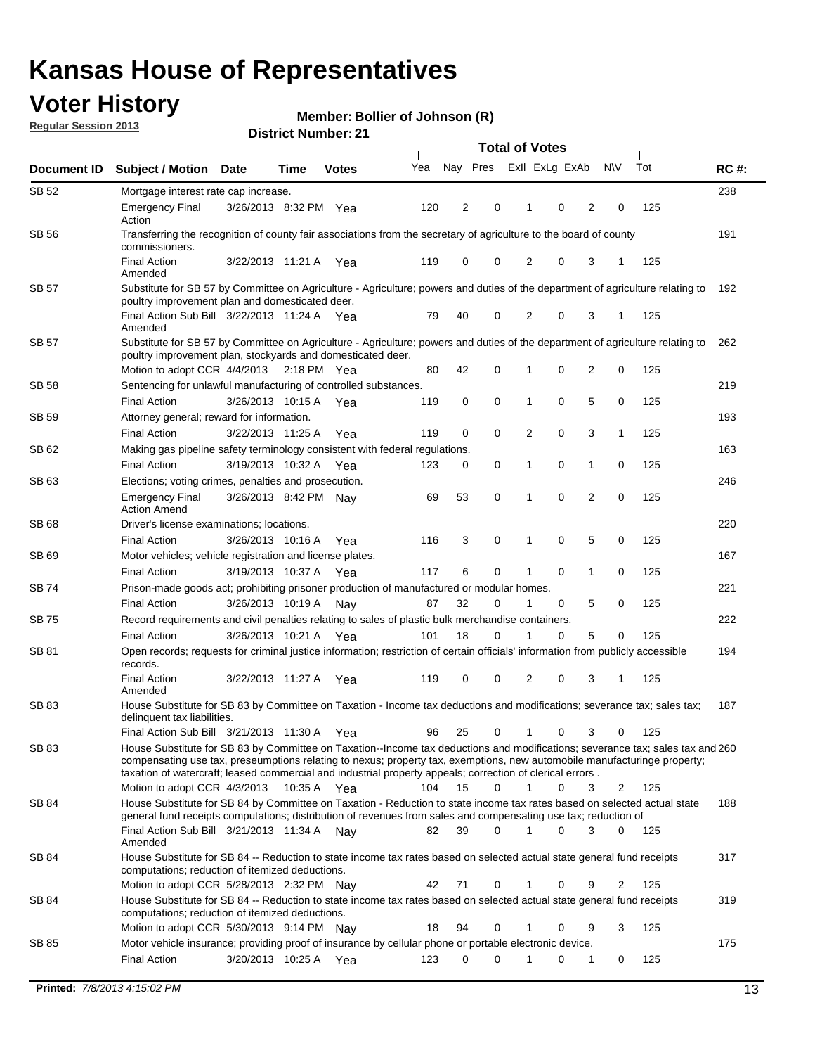# Kansas House of Representatives

## Voter History

**Regular Session 2013**

**Member: Bollier of Johnson (R)**

**District Number: 21**

| Document ID | Subject / Motion | Date | Time | Votes | Yea | Nay | Pres | ExII | ExLg | ExAb | N\V | Tot | RC #: |
|---|---|---|---|---|---|---|---|---|---|---|---|---|---|
| SB 52 | Mortgage interest rate cap increase. | | | | | | | | | | | | 238 |
| | Emergency Final Action | 3/26/2013 | 8:32 PM | Yea | 120 | 2 | 0 | 1 | 0 | 2 | 0 | 125 | |
| SB 56 | Transferring the recognition of county fair associations from the secretary of agriculture to the board of county commissioners. | | | | | | | | | | | | 191 |
| | Final Action Amended | 3/22/2013 | 11:21 A | Yea | 119 | 0 | 0 | 2 | 0 | 3 | 1 | 125 | |
| SB 57 | Substitute for SB 57 by Committee on Agriculture - Agriculture; powers and duties of the department of agriculture relating to poultry improvement plan and domesticated deer. | | | | | | | | | | | | 192 |
| | Final Action Sub Bill Amended | 3/22/2013 | 11:24 A | Yea | 79 | 40 | 0 | 2 | 0 | 3 | 1 | 125 | |
| SB 57 | Substitute for SB 57 by Committee on Agriculture - Agriculture; powers and duties of the department of agriculture relating to poultry improvement plan, stockyards and domesticated deer. | | | | | | | | | | | | 262 |
| | Motion to adopt CCR | 4/4/2013 | 2:18 PM | Yea | 80 | 42 | 0 | 1 | 0 | 2 | 0 | 125 | |
| SB 58 | Sentencing for unlawful manufacturing of controlled substances. | | | | | | | | | | | | 219 |
| | Final Action | 3/26/2013 | 10:15 A | Yea | 119 | 0 | 0 | 1 | 0 | 5 | 0 | 125 | |
| SB 59 | Attorney general; reward for information. | | | | | | | | | | | | 193 |
| | Final Action | 3/22/2013 | 11:25 A | Yea | 119 | 0 | 0 | 2 | 0 | 3 | 1 | 125 | |
| SB 62 | Making gas pipeline safety terminology consistent with federal regulations. | | | | | | | | | | | | 163 |
| | Final Action | 3/19/2013 | 10:32 A | Yea | 123 | 0 | 0 | 1 | 0 | 1 | 0 | 125 | |
| SB 63 | Elections; voting crimes, penalties and prosecution. | | | | | | | | | | | | 246 |
| | Emergency Final Action Amend | 3/26/2013 | 8:42 PM | Nay | 69 | 53 | 0 | 1 | 0 | 2 | 0 | 125 | |
| SB 68 | Driver's license examinations; locations. | | | | | | | | | | | | 220 |
| | Final Action | 3/26/2013 | 10:16 A | Yea | 116 | 3 | 0 | 1 | 0 | 5 | 0 | 125 | |
| SB 69 | Motor vehicles; vehicle registration and license plates. | | | | | | | | | | | | 167 |
| | Final Action | 3/19/2013 | 10:37 A | Yea | 117 | 6 | 0 | 1 | 0 | 1 | 0 | 125 | |
| SB 74 | Prison-made goods act; prohibiting prisoner production of manufactured or modular homes. | | | | | | | | | | | | 221 |
| | Final Action | 3/26/2013 | 10:19 A | Nay | 87 | 32 | 0 | 1 | 0 | 5 | 0 | 125 | |
| SB 75 | Record requirements and civil penalties relating to sales of plastic bulk merchandise containers. | | | | | | | | | | | | 222 |
| | Final Action | 3/26/2013 | 10:21 A | Yea | 101 | 18 | 0 | 1 | 0 | 5 | 0 | 125 | |
| SB 81 | Open records; requests for criminal justice information; restriction of certain officials' information from publicly accessible records. | | | | | | | | | | | | 194 |
| | Final Action Amended | 3/22/2013 | 11:27 A | Yea | 119 | 0 | 0 | 2 | 0 | 3 | 1 | 125 | |
| SB 83 | House Substitute for SB 83 by Committee on Taxation - Income tax deductions and modifications; severance tax; sales tax; delinquent tax liabilities. | | | | | | | | | | | | 187 |
| | Final Action Sub Bill | 3/21/2013 | 11:30 A | Yea | 96 | 25 | 0 | 1 | 0 | 3 | 0 | 125 | |
| SB 83 | House Substitute for SB 83 by Committee on Taxation--Income tax deductions and modifications; severance tax; sales tax and compensating use tax, preseumptions relating to nexus; property tax, exemptions, new automobile manufacturinge property; taxation of watercraft; leased commercial and industrial property appeals; correction of clerical errors . | | | | | | | | | | | | 260 |
| | Motion to adopt CCR | 4/3/2013 | 10:35 A | Yea | 104 | 15 | 0 | 1 | 0 | 3 | 2 | 125 | |
| SB 84 | House Substitute for SB 84 by Committee on Taxation - Reduction to state income tax rates based on selected actual state general fund receipts computations; distribution of revenues from sales and compensating use tax; reduction of | | | | | | | | | | | | 188 |
| | Final Action Sub Bill Amended | 3/21/2013 | 11:34 A | Nay | 82 | 39 | 0 | 1 | 0 | 3 | 0 | 125 | |
| SB 84 | House Substitute for SB 84 -- Reduction to state income tax rates based on selected actual state general fund receipts computations; reduction of itemized deductions. | | | | | | | | | | | | 317 |
| | Motion to adopt CCR | 5/28/2013 | 2:32 PM | Nay | 42 | 71 | 0 | 1 | 0 | 9 | 2 | 125 | |
| SB 84 | House Substitute for SB 84 -- Reduction to state income tax rates based on selected actual state general fund receipts computations; reduction of itemized deductions. | | | | | | | | | | | | 319 |
| | Motion to adopt CCR | 5/30/2013 | 9:14 PM | Nay | 18 | 94 | 0 | 1 | 0 | 9 | 3 | 125 | |
| SB 85 | Motor vehicle insurance; providing proof of insurance by cellular phone or portable electronic device. | | | | | | | | | | | | 175 |
| | Final Action | 3/20/2013 | 10:25 A | Yea | 123 | 0 | 0 | 1 | 0 | 1 | 0 | 125 | |

**Printed:** *7/8/2013 4:15:02 PM*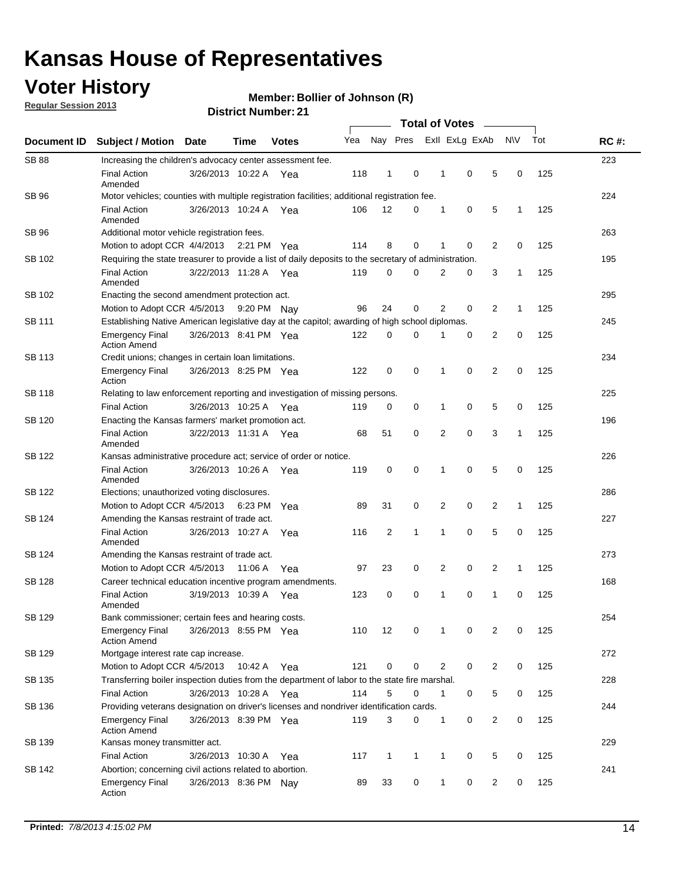# Kansas House of Representatives

## Voter History

**Regular Session 2013**

**Member: Bollier of Johnson (R)**

**District Number: 21**

| Document ID | Subject / Motion | Date | Time | Votes | Yea | Nay | Pres | ExII | ExLg | ExAb | N\V | Tot | RC #: |
|---|---|---|---|---|---|---|---|---|---|---|---|---|---|
| SB 88 | Increasing the children's advocacy center assessment fee. | | | | | | | | | | | | 223 |
| | Final Action Amended | 3/26/2013 | 10:22 A | Yea | 118 | 1 | 0 | 1 | 0 | 5 | 0 | 125 | |
| SB 96 | Motor vehicles; counties with multiple registration facilities; additional registration fee. | | | | | | | | | | | | 224 |
| | Final Action Amended | 3/26/2013 | 10:24 A | Yea | 106 | 12 | 0 | 1 | 0 | 5 | 1 | 125 | |
| SB 96 | Additional motor vehicle registration fees. | | | | | | | | | | | | 263 |
| | Motion to adopt CCR | 4/4/2013 | 2:21 PM | Yea | 114 | 8 | 0 | 1 | 0 | 2 | 0 | 125 | |
| SB 102 | Requiring the state treasurer to provide a list of daily deposits to the secretary of administration. | | | | | | | | | | | | 195 |
| | Final Action Amended | 3/22/2013 | 11:28 A | Yea | 119 | 0 | 0 | 2 | 0 | 3 | 1 | 125 | |
| SB 102 | Enacting the second amendment protection act. | | | | | | | | | | | | 295 |
| | Motion to Adopt CCR | 4/5/2013 | 9:20 PM | Nay | 96 | 24 | 0 | 2 | 0 | 2 | 1 | 125 | |
| SB 111 | Establishing Native American legislative day at the capitol; awarding of high school diplomas. | | | | | | | | | | | | 245 |
| | Emergency Final Action Amend | 3/26/2013 | 8:41 PM | Yea | 122 | 0 | 0 | 1 | 0 | 2 | 0 | 125 | |
| SB 113 | Credit unions; changes in certain loan limitations. | | | | | | | | | | | | 234 |
| | Emergency Final Action | 3/26/2013 | 8:25 PM | Yea | 122 | 0 | 0 | 1 | 0 | 2 | 0 | 125 | |
| SB 118 | Relating to law enforcement reporting and investigation of missing persons. | | | | | | | | | | | | 225 |
| | Final Action | 3/26/2013 | 10:25 A | Yea | 119 | 0 | 0 | 1 | 0 | 5 | 0 | 125 | |
| SB 120 | Enacting the Kansas farmers' market promotion act. | | | | | | | | | | | | 196 |
| | Final Action Amended | 3/22/2013 | 11:31 A | Yea | 68 | 51 | 0 | 2 | 0 | 3 | 1 | 125 | |
| SB 122 | Kansas administrative procedure act; service of order or notice. | | | | | | | | | | | | 226 |
| | Final Action Amended | 3/26/2013 | 10:26 A | Yea | 119 | 0 | 0 | 1 | 0 | 5 | 0 | 125 | |
| SB 122 | Elections; unauthorized voting disclosures. | | | | | | | | | | | | 286 |
| | Motion to Adopt CCR | 4/5/2013 | 6:23 PM | Yea | 89 | 31 | 0 | 2 | 0 | 2 | 1 | 125 | |
| SB 124 | Amending the Kansas restraint of trade act. | | | | | | | | | | | | 227 |
| | Final Action Amended | 3/26/2013 | 10:27 A | Yea | 116 | 2 | 1 | 1 | 0 | 5 | 0 | 125 | |
| SB 124 | Amending the Kansas restraint of trade act. | | | | | | | | | | | | 273 |
| | Motion to Adopt CCR | 4/5/2013 | 11:06 A | Yea | 97 | 23 | 0 | 2 | 0 | 2 | 1 | 125 | |
| SB 128 | Career technical education incentive program amendments. | | | | | | | | | | | | 168 |
| | Final Action Amended | 3/19/2013 | 10:39 A | Yea | 123 | 0 | 0 | 1 | 0 | 1 | 0 | 125 | |
| SB 129 | Bank commissioner; certain fees and hearing costs. | | | | | | | | | | | | 254 |
| | Emergency Final Action Amend | 3/26/2013 | 8:55 PM | Yea | 110 | 12 | 0 | 1 | 0 | 2 | 0 | 125 | |
| SB 129 | Mortgage interest rate cap increase. | | | | | | | | | | | | 272 |
| | Motion to Adopt CCR | 4/5/2013 | 10:42 A | Yea | 121 | 0 | 0 | 2 | 0 | 2 | 0 | 125 | |
| SB 135 | Transferring boiler inspection duties from the department of labor to the state fire marshal. | | | | | | | | | | | | 228 |
| | Final Action | 3/26/2013 | 10:28 A | Yea | 114 | 5 | 0 | 1 | 0 | 5 | 0 | 125 | |
| SB 136 | Providing veterans designation on driver's licenses and nondriver identification cards. | | | | | | | | | | | | 244 |
| | Emergency Final Action Amend | 3/26/2013 | 8:39 PM | Yea | 119 | 3 | 0 | 1 | 0 | 2 | 0 | 125 | |
| SB 139 | Kansas money transmitter act. | | | | | | | | | | | | 229 |
| | Final Action | 3/26/2013 | 10:30 A | Yea | 117 | 1 | 1 | 1 | 0 | 5 | 0 | 125 | |
| SB 142 | Abortion; concerning civil actions related to abortion. | | | | | | | | | | | | 241 |
| | Emergency Final Action | 3/26/2013 | 8:36 PM | Nay | 89 | 33 | 0 | 1 | 0 | 2 | 0 | 125 | |

**Printed:** *7/8/2013 4:15:02 PM*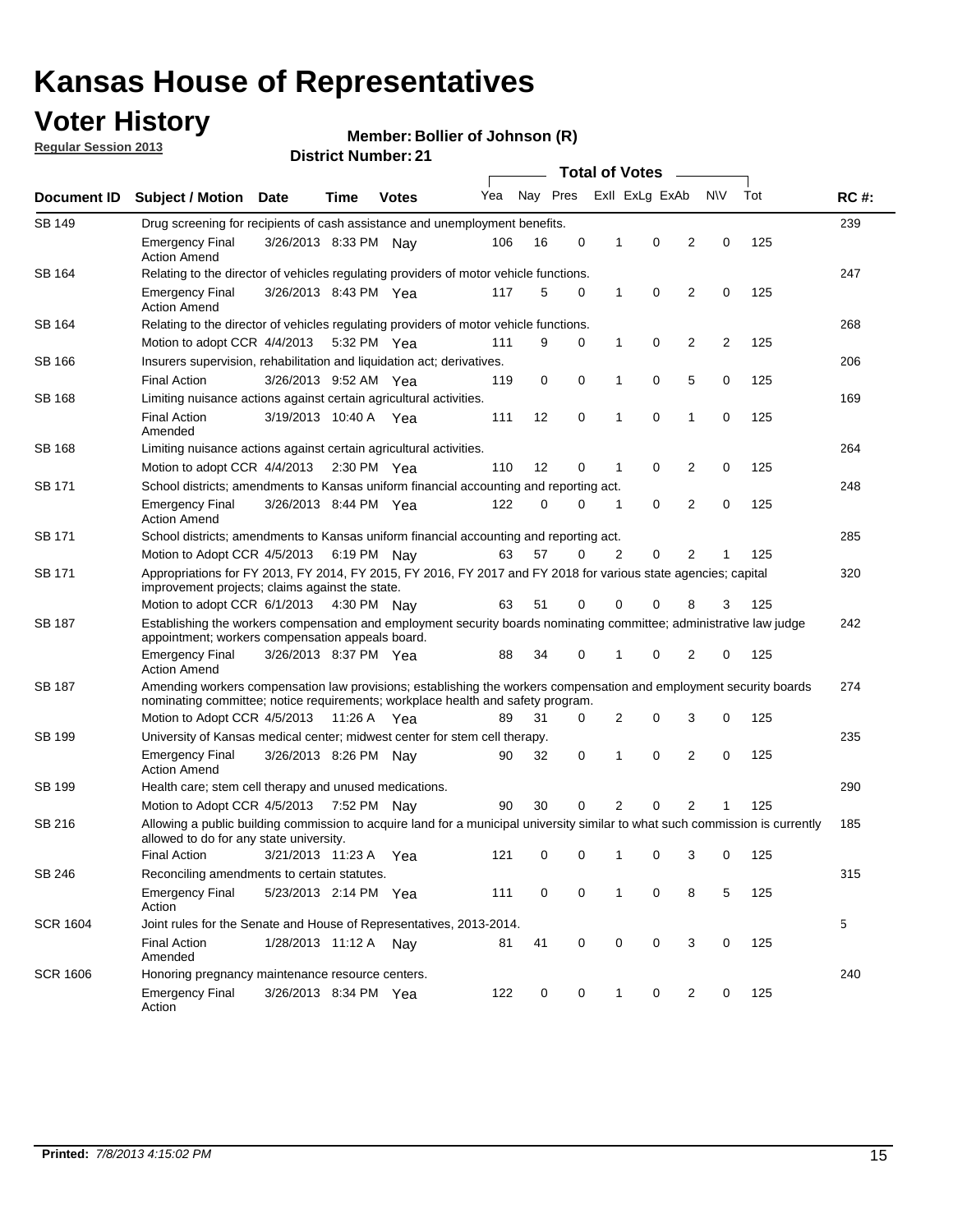# Kansas House of Representatives

## Voter History

**Regular Session 2013**

**Member: Bollier of Johnson (R)**

**District Number: 21**

| Document ID | Subject / Motion | Date | Time | Votes | Yea | Nay | Pres | ExII | ExLg | ExAb | N\V | Tot | RC #: |
|---|---|---|---|---|---|---|---|---|---|---|---|---|---|
| SB 149 | Drug screening for recipients of cash assistance and unemployment benefits. | | | | | | | | | | | | 239 |
| | Emergency Final Action Amend | 3/26/2013 | 8:33 PM | Nay | 106 | 16 | 0 | 1 | 0 | 2 | 0 | 125 | |
| SB 164 | Relating to the director of vehicles regulating providers of motor vehicle functions. | | | | | | | | | | | | 247 |
| | Emergency Final Action Amend | 3/26/2013 | 8:43 PM | Yea | 117 | 5 | 0 | 1 | 0 | 2 | 0 | 125 | |
| SB 164 | Relating to the director of vehicles regulating providers of motor vehicle functions. | | | | | | | | | | | | 268 |
| | Motion to adopt CCR | 4/4/2013 | 5:32 PM | Yea | 111 | 9 | 0 | 1 | 0 | 2 | 2 | 125 | |
| SB 166 | Insurers supervision, rehabilitation and liquidation act; derivatives. | | | | | | | | | | | | 206 |
| | Final Action | 3/26/2013 | 9:52 AM | Yea | 119 | 0 | 0 | 1 | 0 | 5 | 0 | 125 | |
| SB 168 | Limiting nuisance actions against certain agricultural activities. | | | | | | | | | | | | 169 |
| | Final Action Amended | 3/19/2013 | 10:40 A | Yea | 111 | 12 | 0 | 1 | 0 | 1 | 0 | 125 | |
| SB 168 | Limiting nuisance actions against certain agricultural activities. | | | | | | | | | | | | 264 |
| | Motion to adopt CCR | 4/4/2013 | 2:30 PM | Yea | 110 | 12 | 0 | 1 | 0 | 2 | 0 | 125 | |
| SB 171 | School districts; amendments to Kansas uniform financial accounting and reporting act. | | | | | | | | | | | | 248 |
| | Emergency Final Action Amend | 3/26/2013 | 8:44 PM | Yea | 122 | 0 | 0 | 1 | 0 | 2 | 0 | 125 | |
| SB 171 | School districts; amendments to Kansas uniform financial accounting and reporting act. | | | | | | | | | | | | 285 |
| | Motion to Adopt CCR | 4/5/2013 | 6:19 PM | Nay | 63 | 57 | 0 | 2 | 0 | 2 | 1 | 125 | |
| SB 171 | Appropriations for FY 2013, FY 2014, FY 2015, FY 2016, FY 2017 and FY 2018 for various state agencies; capital improvement projects; claims against the state. | | | | | | | | | | | | 320 |
| | Motion to adopt CCR | 6/1/2013 | 4:30 PM | Nay | 63 | 51 | 0 | 0 | 0 | 8 | 3 | 125 | |
| SB 187 | Establishing the workers compensation and employment security boards nominating committee; administrative law judge appointment; workers compensation appeals board. | | | | | | | | | | | | 242 |
| | Emergency Final Action Amend | 3/26/2013 | 8:37 PM | Yea | 88 | 34 | 0 | 1 | 0 | 2 | 0 | 125 | |
| SB 187 | Amending workers compensation law provisions; establishing the workers compensation and employment security boards nominating committee; notice requirements; workplace health and safety program. | | | | | | | | | | | | 274 |
| | Motion to Adopt CCR | 4/5/2013 | 11:26 A | Yea | 89 | 31 | 0 | 2 | 0 | 3 | 0 | 125 | |
| SB 199 | University of Kansas medical center; midwest center for stem cell therapy. | | | | | | | | | | | | 235 |
| | Emergency Final Action Amend | 3/26/2013 | 8:26 PM | Nay | 90 | 32 | 0 | 1 | 0 | 2 | 0 | 125 | |
| SB 199 | Health care; stem cell therapy and unused medications. | | | | | | | | | | | | 290 |
| | Motion to Adopt CCR | 4/5/2013 | 7:52 PM | Nay | 90 | 30 | 0 | 2 | 0 | 2 | 1 | 125 | |
| SB 216 | Allowing a public building commission to acquire land for a municipal university similar to what such commission is currently allowed to do for any state university. | | | | | | | | | | | | 185 |
| | Final Action | 3/21/2013 | 11:23 A | Yea | 121 | 0 | 0 | 1 | 0 | 3 | 0 | 125 | |
| SB 246 | Reconciling amendments to certain statutes. | | | | | | | | | | | | 315 |
| | Emergency Final Action | 5/23/2013 | 2:14 PM | Yea | 111 | 0 | 0 | 1 | 0 | 8 | 5 | 125 | |
| SCR 1604 | Joint rules for the Senate and House of Representatives, 2013-2014. | | | | | | | | | | | | 5 |
| | Final Action Amended | 1/28/2013 | 11:12 A | Nay | 81 | 41 | 0 | 0 | 0 | 3 | 0 | 125 | |
| SCR 1606 | Honoring pregnancy maintenance resource centers. | | | | | | | | | | | | 240 |
| | Emergency Final Action | 3/26/2013 | 8:34 PM | Yea | 122 | 0 | 0 | 1 | 0 | 2 | 0 | 125 | |

**Printed:** *7/8/2013 4:15:02 PM*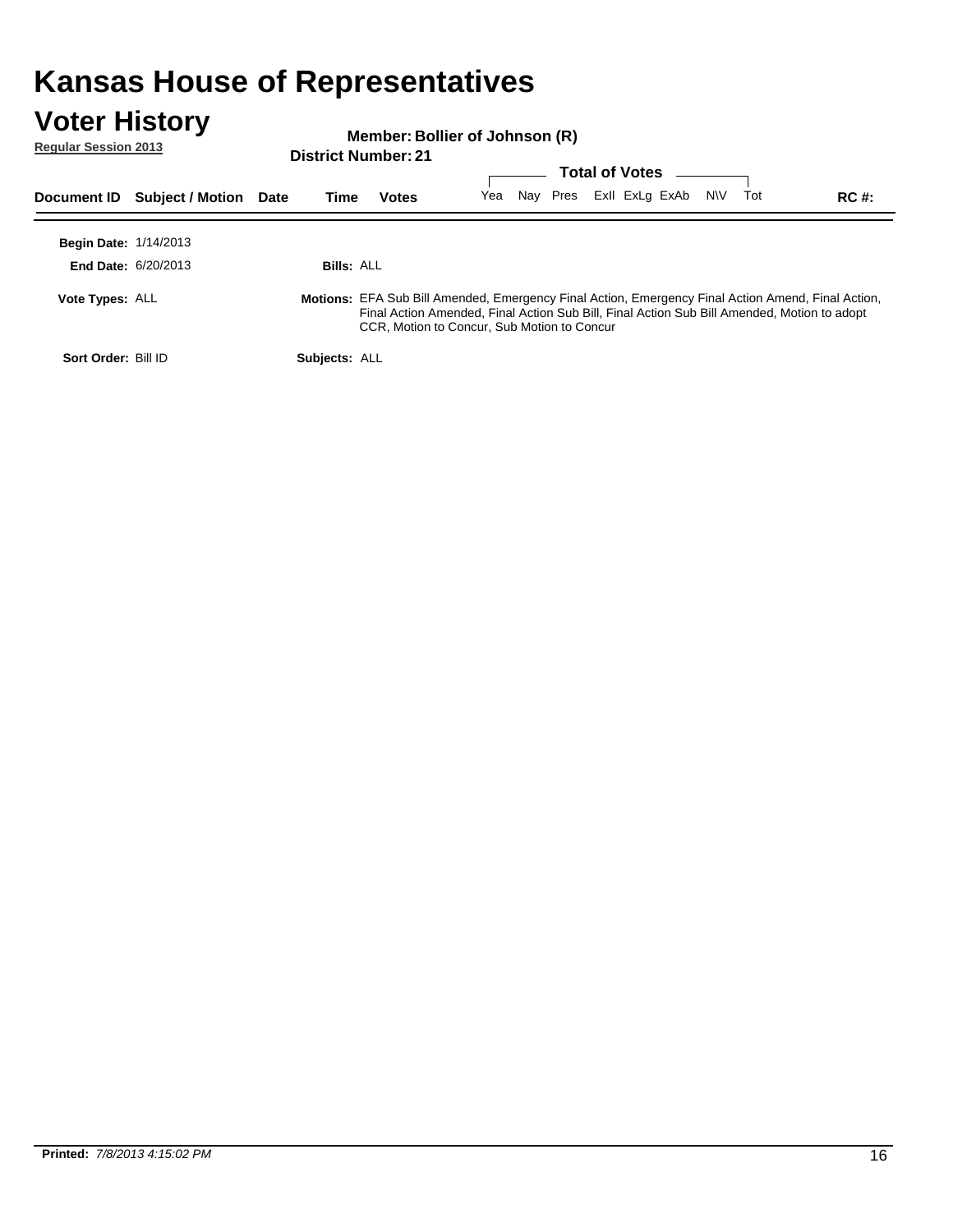# Kansas House of Representatives

## Voter History

**Regular Session 2013**

**Member: Bollier of Johnson (R)**

**District Number: 21**

| Document ID | Subject / Motion | Date | Time | Votes | Total of Votes | | | | | | | | RC #: |
|---|---|---|---|---|---|---|---|---|---|---|---|---|---|
| | | | | | Yea | Nay | Pres | ExII | ExLg | ExAb | N\V | Tot | |

**Begin Date:** 1/14/2013

**End Date:** 6/20/2013

**Bills:** ALL

**Vote Types:** ALL

**Motions:** EFA Sub Bill Amended, Emergency Final Action, Emergency Final Action Amend, Final Action, Final Action Amended, Final Action Sub Bill, Final Action Sub Bill Amended, Motion to adopt CCR, Motion to Concur, Sub Motion to Concur

**Sort Order:** Bill ID

**Subjects:** ALL

**Printed:** *7/8/2013 4:15:02 PM*